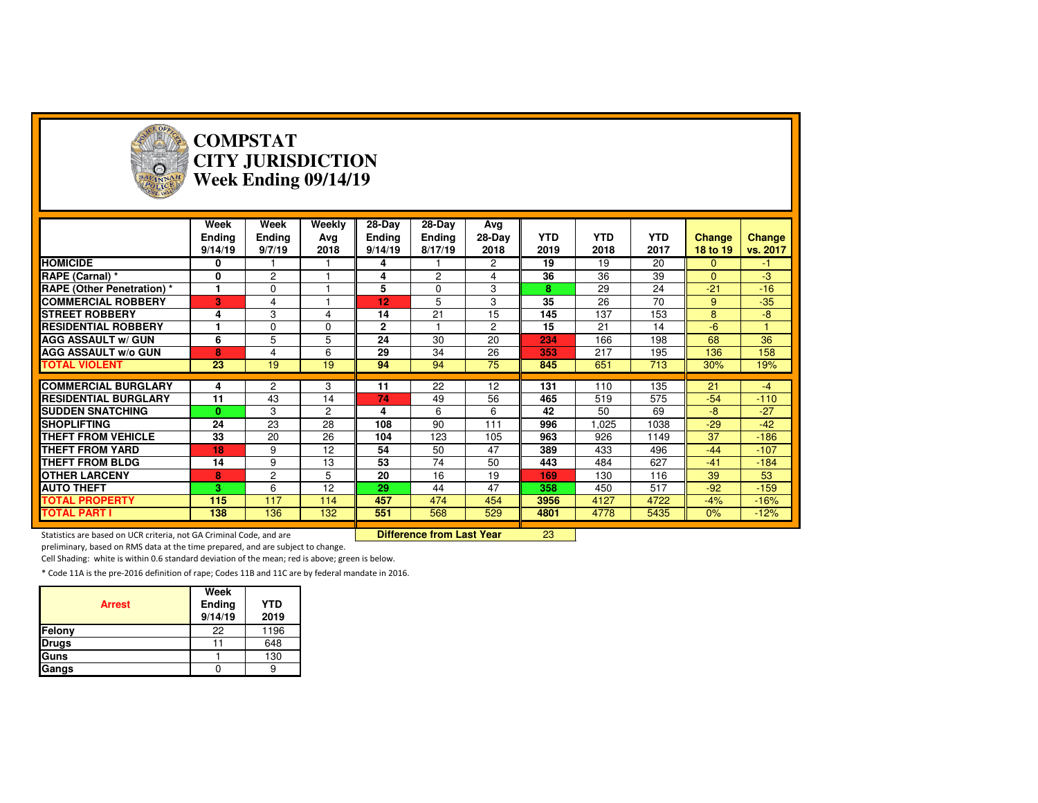# COMPSTAT
## CITY JURISDICTION
## Week Ending 09/14/19

| | Week Ending 9/14/19 | Week Ending 9/7/19 | Weekly Avg 2018 | 28-Day Ending 9/14/19 | 28-Day Ending 8/17/19 | Avg 28-Day 2018 | YTD 2019 | YTD 2018 | YTD 2017 | Change 18 to 19 | Change vs. 2017 |
|---|---|---|---|---|---|---|---|---|---|---|---|
| **HOMICIDE** | 0 | 1 | 1 | 4 | 1 | 2 | 19 | 19 | 20 | 0 | -1 |
| **RAPE (Carnal) *** | 0 | 2 | 1 | 4 | 2 | 4 | 36 | 36 | 39 | 0 | -3 |
| **RAPE (Other Penetration) *** | 1 | 0 | 1 | 5 | 0 | 3 | 8 | 29 | 24 | -21 | -16 |
| **COMMERCIAL ROBBERY** | 3 | 4 | 1 | 12 | 5 | 3 | 35 | 26 | 70 | 9 | -35 |
| **STREET ROBBERY** | 4 | 3 | 4 | 14 | 21 | 15 | 145 | 137 | 153 | 8 | -8 |
| **RESIDENTIAL ROBBERY** | 1 | 0 | 0 | 2 | 1 | 2 | 15 | 21 | 14 | -6 | 1 |
| **AGG ASSAULT w/ GUN** | 6 | 5 | 5 | 24 | 30 | 20 | 234 | 166 | 198 | 68 | 36 |
| **AGG ASSAULT w/o GUN** | 8 | 4 | 6 | 29 | 34 | 26 | 353 | 217 | 195 | 136 | 158 |
| **TOTAL VIOLENT** | 23 | 19 | 19 | 94 | 94 | 75 | 845 | 651 | 713 | 30% | 19% |
| **COMMERCIAL BURGLARY** | 4 | 2 | 3 | 11 | 22 | 12 | 131 | 110 | 135 | 21 | -4 |
| **RESIDENTIAL BURGLARY** | 11 | 43 | 14 | 74 | 49 | 56 | 465 | 519 | 575 | -54 | -110 |
| **SUDDEN SNATCHING** | 0 | 3 | 2 | 4 | 6 | 6 | 42 | 50 | 69 | -8 | -27 |
| **SHOPLIFTING** | 24 | 23 | 28 | 108 | 90 | 111 | 996 | 1,025 | 1038 | -29 | -42 |
| **THEFT FROM VEHICLE** | 33 | 20 | 26 | 104 | 123 | 105 | 963 | 926 | 1149 | 37 | -186 |
| **THEFT FROM YARD** | 18 | 9 | 12 | 54 | 50 | 47 | 389 | 433 | 496 | -44 | -107 |
| **THEFT FROM BLDG** | 14 | 9 | 13 | 53 | 74 | 50 | 443 | 484 | 627 | -41 | -184 |
| **OTHER LARCENY** | 8 | 2 | 5 | 20 | 16 | 19 | 169 | 130 | 116 | 39 | 53 |
| **AUTO THEFT** | 3 | 6 | 12 | 29 | 44 | 47 | 358 | 450 | 517 | -92 | -159 |
| **TOTAL PROPERTY** | 115 | 117 | 114 | 457 | 474 | 454 | 3956 | 4127 | 4722 | -4% | -16% |
| **TOTAL PART I** | 138 | 136 | 132 | 551 | 568 | 529 | 4801 | 4778 | 5435 | 0% | -12% |

**Difference from Last Year** 23

Statistics are based on UCR criteria, not GA Criminal Code, and are preliminary, based on RMS data at the time prepared, and are subject to change.

Cell Shading: white is within 0.6 standard deviation of the mean; red is above; green is below.

* Code 11A is the pre-2016 definition of rape; Codes 11B and 11C are by federal mandate in 2016.

| Arrest | Week Ending 9/14/19 | YTD 2019 |
|---|---|---|
| Felony | 22 | 1196 |
| Drugs | 11 | 648 |
| Guns | 1 | 130 |
| Gangs | 0 | 9 |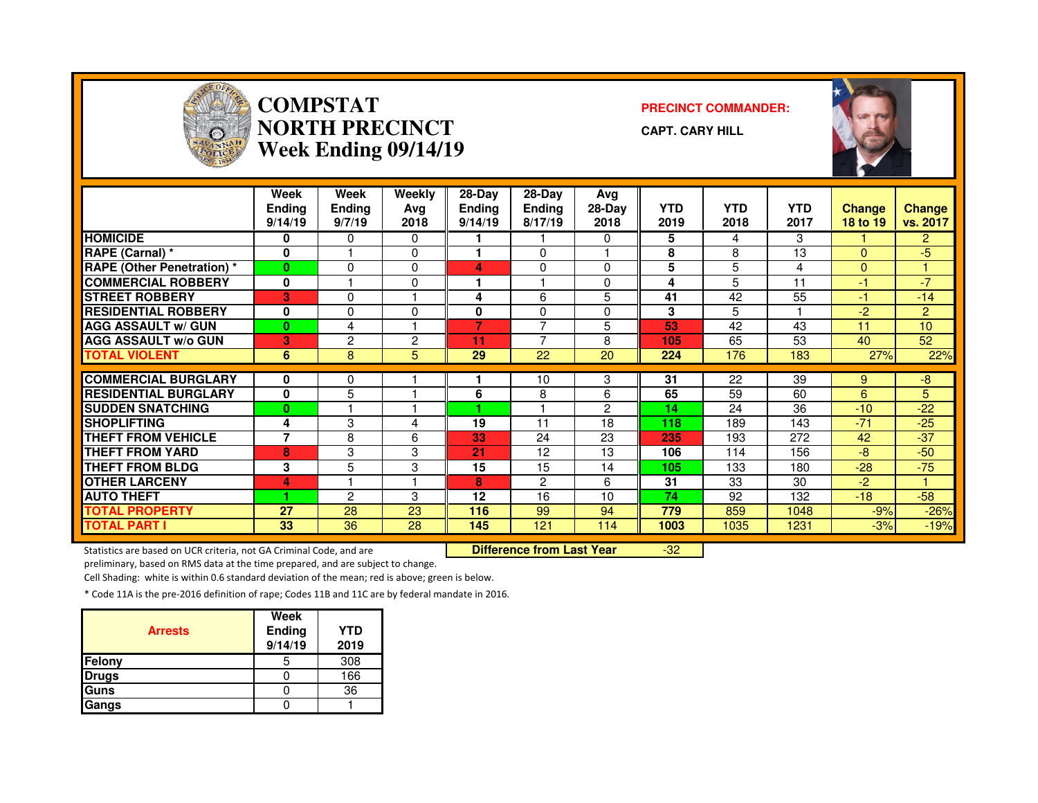# COMPSTAT
# NORTH PRECINCT
## Week Ending 09/14/19

**PRECINCT COMMANDER:**

**CAPT. CARY HILL**

| | Week Ending 9/14/19 | Week Ending 9/7/19 | Weekly Avg 2018 | 28-Day Ending 9/14/19 | 28-Day Ending 8/17/19 | Avg 28-Day 2018 | YTD 2019 | YTD 2018 | YTD 2017 | Change 18 to 19 | Change vs. 2017 |
|---|---|---|---|---|---|---|---|---|---|---|---|
| HOMICIDE | 0 | 0 | 0 | 1 | 1 | 0 | 5 | 4 | 3 | 1 | 2 |
| RAPE (Carnal) * | 0 | 1 | 0 | 1 | 0 | 1 | 8 | 8 | 13 | 0 | -5 |
| RAPE (Other Penetration) * | 0 | 0 | 0 | 4 | 0 | 0 | 5 | 5 | 4 | 0 | 1 |
| COMMERCIAL ROBBERY | 0 | 1 | 0 | 1 | 1 | 0 | 4 | 5 | 11 | -1 | -7 |
| STREET ROBBERY | 3 | 0 | 1 | 4 | 6 | 5 | 41 | 42 | 55 | -1 | -14 |
| RESIDENTIAL ROBBERY | 0 | 0 | 0 | 0 | 0 | 0 | 3 | 5 | 1 | -2 | 2 |
| AGG ASSAULT w/ GUN | 0 | 4 | 1 | 7 | 7 | 5 | 53 | 42 | 43 | 11 | 10 |
| AGG ASSAULT w/o GUN | 3 | 2 | 2 | 11 | 7 | 8 | 105 | 65 | 53 | 40 | 52 |
| TOTAL VIOLENT | 6 | 8 | 5 | 29 | 22 | 20 | 224 | 176 | 183 | 27% | 22% |
| COMMERCIAL BURGLARY | 0 | 0 | 1 | 1 | 10 | 3 | 31 | 22 | 39 | 9 | -8 |
| RESIDENTIAL BURGLARY | 0 | 5 | 1 | 6 | 8 | 6 | 65 | 59 | 60 | 6 | 5 |
| SUDDEN SNATCHING | 0 | 1 | 1 | 1 | 1 | 2 | 14 | 24 | 36 | -10 | -22 |
| SHOPLIFTING | 4 | 3 | 4 | 19 | 11 | 18 | 118 | 189 | 143 | -71 | -25 |
| THEFT FROM VEHICLE | 7 | 8 | 6 | 33 | 24 | 23 | 235 | 193 | 272 | 42 | -37 |
| THEFT FROM YARD | 8 | 3 | 3 | 21 | 12 | 13 | 106 | 114 | 156 | -8 | -50 |
| THEFT FROM BLDG | 3 | 5 | 3 | 15 | 15 | 14 | 105 | 133 | 180 | -28 | -75 |
| OTHER LARCENY | 4 | 1 | 1 | 8 | 2 | 6 | 31 | 33 | 30 | -2 | 1 |
| AUTO THEFT | 1 | 2 | 3 | 12 | 16 | 10 | 74 | 92 | 132 | -18 | -58 |
| TOTAL PROPERTY | 27 | 28 | 23 | 116 | 99 | 94 | 779 | 859 | 1048 | -9% | -26% |
| TOTAL PART I | 33 | 36 | 28 | 145 | 121 | 114 | 1003 | 1035 | 1231 | -3% | -19% |

**Difference from Last Year** -32

Statistics are based on UCR criteria, not GA Criminal Code, and are preliminary, based on RMS data at the time prepared, and are subject to change.

Cell Shading: white is within 0.6 standard deviation of the mean; red is above; green is below.

* Code 11A is the pre-2016 definition of rape; Codes 11B and 11C are by federal mandate in 2016.

| Arrests | Week Ending 9/14/19 | YTD 2019 |
|---|---|---|
| Felony | 5 | 308 |
| Drugs | 0 | 166 |
| Guns | 0 | 36 |
| Gangs | 0 | 1 |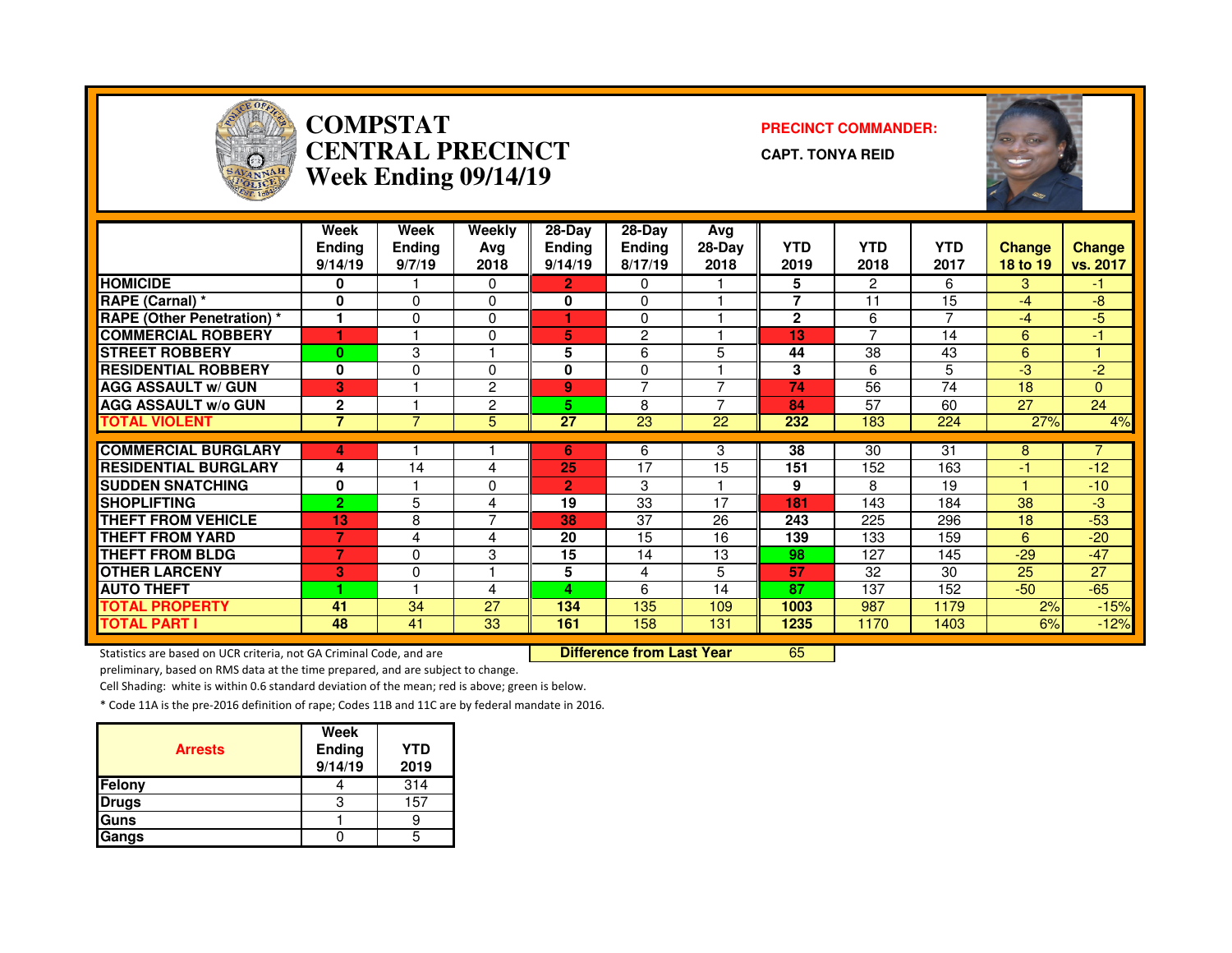# COMPSTAT CENTRAL PRECINCT Week Ending 09/14/19

**PRECINCT COMMANDER:**

**CAPT. TONYA REID**

| | Week Ending 9/14/19 | Week Ending 9/7/19 | Weekly Avg 2018 | 28-Day Ending 9/14/19 | 28-Day Ending 8/17/19 | Avg 28-Day 2018 | YTD 2019 | YTD 2018 | YTD 2017 | Change 18 to 19 | Change vs. 2017 |
|---|---|---|---|---|---|---|---|---|---|---|---|
| HOMICIDE | 0 | 1 | 0 | 2 | 0 | 1 | 5 | 2 | 6 | 3 | -1 |
| RAPE (Carnal) * | 0 | 0 | 0 | 0 | 0 | 1 | 7 | 11 | 15 | -4 | -8 |
| RAPE (Other Penetration) * | 1 | 0 | 0 | 1 | 0 | 1 | 2 | 6 | 7 | -4 | -5 |
| COMMERCIAL ROBBERY | 1 | 1 | 0 | 5 | 2 | 1 | 13 | 7 | 14 | 6 | -1 |
| STREET ROBBERY | 0 | 3 | 1 | 5 | 6 | 5 | 44 | 38 | 43 | 6 | 1 |
| RESIDENTIAL ROBBERY | 0 | 0 | 0 | 0 | 0 | 1 | 3 | 6 | 5 | -3 | -2 |
| AGG ASSAULT w/ GUN | 3 | 1 | 2 | 9 | 7 | 7 | 74 | 56 | 74 | 18 | 0 |
| AGG ASSAULT w/o GUN | 2 | 1 | 2 | 5 | 8 | 7 | 84 | 57 | 60 | 27 | 24 |
| TOTAL VIOLENT | 7 | 7 | 5 | 27 | 23 | 22 | 232 | 183 | 224 | 27% | 4% |
| COMMERCIAL BURGLARY | 4 | 1 | 1 | 6 | 6 | 3 | 38 | 30 | 31 | 8 | 7 |
| RESIDENTIAL BURGLARY | 4 | 14 | 4 | 25 | 17 | 15 | 151 | 152 | 163 | -1 | -12 |
| SUDDEN SNATCHING | 0 | 1 | 0 | 2 | 3 | 1 | 9 | 8 | 19 | 1 | -10 |
| SHOPLIFTING | 2 | 5 | 4 | 19 | 33 | 17 | 181 | 143 | 184 | 38 | -3 |
| THEFT FROM VEHICLE | 13 | 8 | 7 | 38 | 37 | 26 | 243 | 225 | 296 | 18 | -53 |
| THEFT FROM YARD | 7 | 4 | 4 | 20 | 15 | 16 | 139 | 133 | 159 | 6 | -20 |
| THEFT FROM BLDG | 7 | 0 | 3 | 15 | 14 | 13 | 98 | 127 | 145 | -29 | -47 |
| OTHER LARCENY | 3 | 0 | 1 | 5 | 4 | 5 | 57 | 32 | 30 | 25 | 27 |
| AUTO THEFT | 1 | 1 | 4 | 4 | 6 | 14 | 87 | 137 | 152 | -50 | -65 |
| TOTAL PROPERTY | 41 | 34 | 27 | 134 | 135 | 109 | 1003 | 987 | 1179 | 2% | -15% |
| TOTAL PART I | 48 | 41 | 33 | 161 | 158 | 131 | 1235 | 1170 | 1403 | 6% | -12% |

**Difference from Last Year** 65

Statistics are based on UCR criteria, not GA Criminal Code, and are preliminary, based on RMS data at the time prepared, and are subject to change.

Cell Shading: white is within 0.6 standard deviation of the mean; red is above; green is below.

* Code 11A is the pre-2016 definition of rape; Codes 11B and 11C are by federal mandate in 2016.

| Arrests | Week Ending 9/14/19 | YTD 2019 |
|---|---|---|
| Felony | 4 | 314 |
| Drugs | 3 | 157 |
| Guns | 1 | 9 |
| Gangs | 0 | 5 |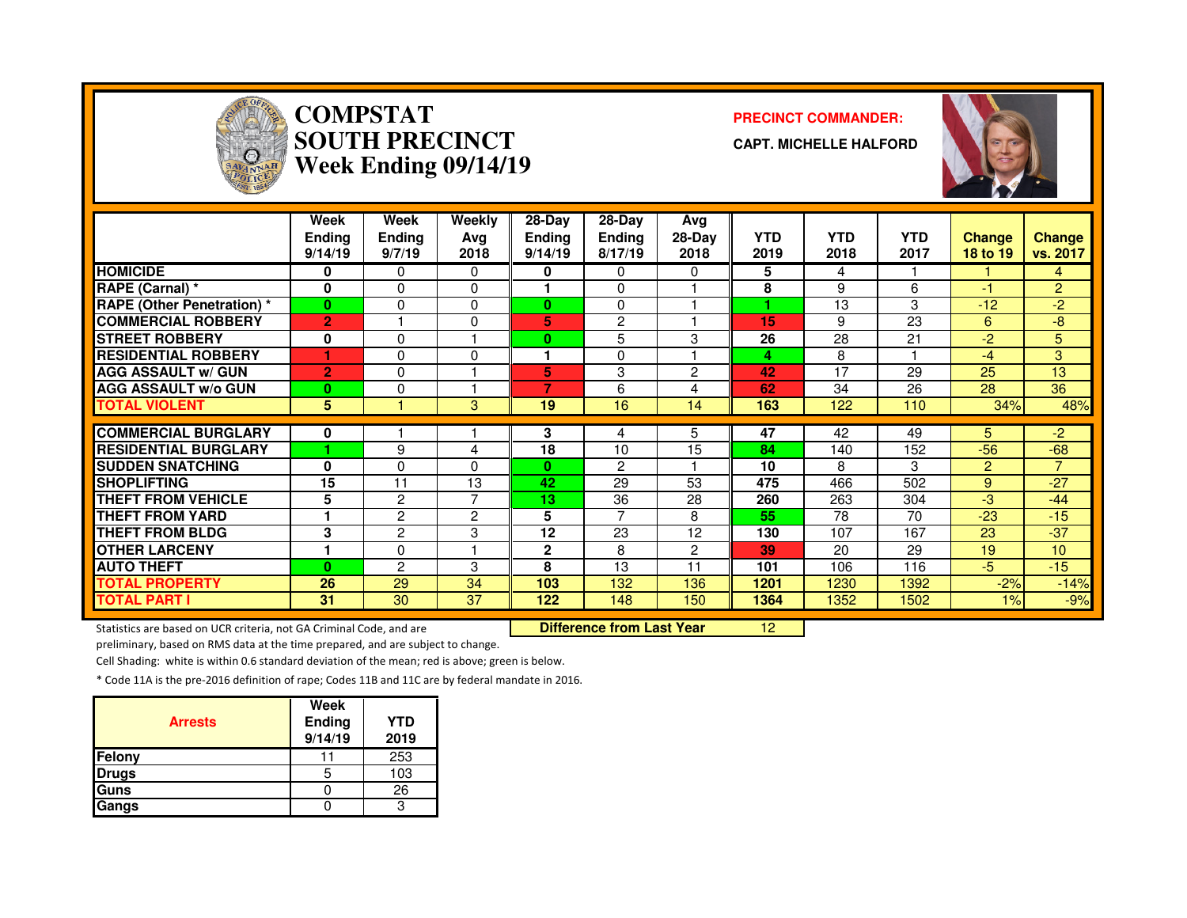# COMPSTAT
# SOUTH PRECINCT
## Week Ending 09/14/19

**PRECINCT COMMANDER:**

**CAPT. MICHELLE HALFORD**

| | Week Ending 9/14/19 | Week Ending 9/7/19 | Weekly Avg 2018 | 28-Day Ending 9/14/19 | 28-Day Ending 8/17/19 | Avg 28-Day 2018 | YTD 2019 | YTD 2018 | YTD 2017 | Change 18 to 19 | Change vs. 2017 |
|---|---|---|---|---|---|---|---|---|---|---|---|
| HOMICIDE | 0 | 0 | 0 | 0 | 0 | 0 | 5 | 4 | 1 | 1 | 4 |
| RAPE (Carnal) * | 0 | 0 | 0 | 1 | 0 | 1 | 8 | 9 | 6 | -1 | 2 |
| RAPE (Other Penetration) * | 0 | 0 | 0 | 0 | 0 | 1 | 1 | 13 | 3 | -12 | -2 |
| COMMERCIAL ROBBERY | 2 | 1 | 0 | 5 | 2 | 1 | 15 | 9 | 23 | 6 | -8 |
| STREET ROBBERY | 0 | 0 | 1 | 0 | 5 | 3 | 26 | 28 | 21 | -2 | 5 |
| RESIDENTIAL ROBBERY | 1 | 0 | 0 | 1 | 0 | 1 | 4 | 8 | 1 | -4 | 3 |
| AGG ASSAULT w/ GUN | 2 | 0 | 1 | 5 | 3 | 2 | 42 | 17 | 29 | 25 | 13 |
| AGG ASSAULT w/o GUN | 0 | 0 | 1 | 7 | 6 | 4 | 62 | 34 | 26 | 28 | 36 |
| TOTAL VIOLENT | 5 | 1 | 3 | 19 | 16 | 14 | 163 | 122 | 110 | 34% | 48% |
| COMMERCIAL BURGLARY | 0 | 1 | 1 | 3 | 4 | 5 | 47 | 42 | 49 | 5 | -2 |
| RESIDENTIAL BURGLARY | 1 | 9 | 4 | 18 | 10 | 15 | 84 | 140 | 152 | -56 | -68 |
| SUDDEN SNATCHING | 0 | 0 | 0 | 0 | 2 | 1 | 10 | 8 | 3 | 2 | 7 |
| SHOPLIFTING | 15 | 11 | 13 | 42 | 29 | 53 | 475 | 466 | 502 | 9 | -27 |
| THEFT FROM VEHICLE | 5 | 2 | 7 | 13 | 36 | 28 | 260 | 263 | 304 | -3 | -44 |
| THEFT FROM YARD | 1 | 2 | 2 | 5 | 7 | 8 | 55 | 78 | 70 | -23 | -15 |
| THEFT FROM BLDG | 3 | 2 | 3 | 12 | 23 | 12 | 130 | 107 | 167 | 23 | -37 |
| OTHER LARCENY | 1 | 0 | 1 | 2 | 8 | 2 | 39 | 20 | 29 | 19 | 10 |
| AUTO THEFT | 0 | 2 | 3 | 8 | 13 | 11 | 101 | 106 | 116 | -5 | -15 |
| TOTAL PROPERTY | 26 | 29 | 34 | 103 | 132 | 136 | 1201 | 1230 | 1392 | -2% | -14% |
| TOTAL PART I | 31 | 30 | 37 | 122 | 148 | 150 | 1364 | 1352 | 1502 | 1% | -9% |

**Difference from Last Year** 12

Statistics are based on UCR criteria, not GA Criminal Code, and are preliminary, based on RMS data at the time prepared, and are subject to change.

Cell Shading: white is within 0.6 standard deviation of the mean; red is above; green is below.

* Code 11A is the pre-2016 definition of rape; Codes 11B and 11C are by federal mandate in 2016.

| Arrests | Week Ending 9/14/19 | YTD 2019 |
|---|---|---|
| Felony | 11 | 253 |
| Drugs | 5 | 103 |
| Guns | 0 | 26 |
| Gangs | 0 | 3 |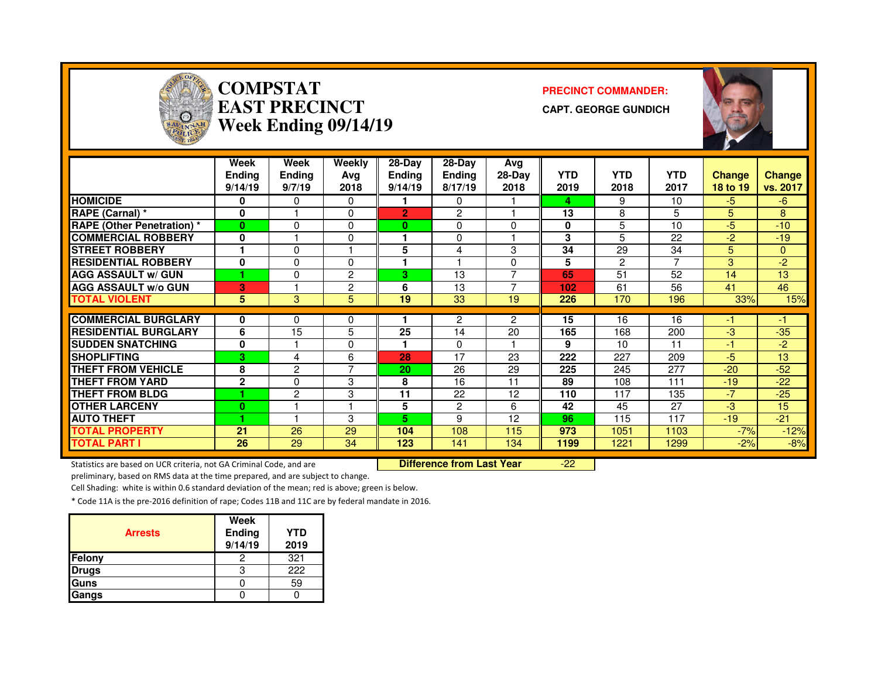# COMPSTAT
# EAST PRECINCT
# Week Ending 09/14/19

**PRECINCT COMMANDER:**

**CAPT. GEORGE GUNDICH**

| | Week Ending 9/14/19 | Week Ending 9/7/19 | Weekly Avg 2018 | 28-Day Ending 9/14/19 | 28-Day Ending 8/17/19 | Avg 28-Day 2018 | YTD 2019 | YTD 2018 | YTD 2017 | Change 18 to 19 | Change vs. 2017 |
|---|---|---|---|---|---|---|---|---|---|---|---|
| HOMICIDE | 0 | 0 | 0 | 1 | 0 | 1 | 4 | 9 | 10 | -5 | -6 |
| RAPE (Carnal) * | 0 | 1 | 0 | 2 | 2 | 1 | 13 | 8 | 5 | 5 | 8 |
| RAPE (Other Penetration) * | 0 | 0 | 0 | 0 | 0 | 0 | 0 | 5 | 10 | -5 | -10 |
| COMMERCIAL ROBBERY | 0 | 1 | 0 | 1 | 0 | 1 | 3 | 5 | 22 | -2 | -19 |
| STREET ROBBERY | 1 | 0 | 1 | 5 | 4 | 3 | 34 | 29 | 34 | 5 | 0 |
| RESIDENTIAL ROBBERY | 0 | 0 | 0 | 1 | 1 | 0 | 5 | 2 | 7 | 3 | -2 |
| AGG ASSAULT w/ GUN | 1 | 0 | 2 | 3 | 13 | 7 | 65 | 51 | 52 | 14 | 13 |
| AGG ASSAULT w/o GUN | 3 | 1 | 2 | 6 | 13 | 7 | 102 | 61 | 56 | 41 | 46 |
| TOTAL VIOLENT | 5 | 3 | 5 | 19 | 33 | 19 | 226 | 170 | 196 | 33% | 15% |
| COMMERCIAL BURGLARY | 0 | 0 | 0 | 1 | 2 | 2 | 15 | 16 | 16 | -1 | -1 |
| RESIDENTIAL BURGLARY | 6 | 15 | 5 | 25 | 14 | 20 | 165 | 168 | 200 | -3 | -35 |
| SUDDEN SNATCHING | 0 | 1 | 0 | 1 | 0 | 1 | 9 | 10 | 11 | -1 | -2 |
| SHOPLIFTING | 3 | 4 | 6 | 28 | 17 | 23 | 222 | 227 | 209 | -5 | 13 |
| THEFT FROM VEHICLE | 8 | 2 | 7 | 20 | 26 | 29 | 225 | 245 | 277 | -20 | -52 |
| THEFT FROM YARD | 2 | 0 | 3 | 8 | 16 | 11 | 89 | 108 | 111 | -19 | -22 |
| THEFT FROM BLDG | 1 | 2 | 3 | 11 | 22 | 12 | 110 | 117 | 135 | -7 | -25 |
| OTHER LARCENY | 0 | 1 | 1 | 5 | 2 | 6 | 42 | 45 | 27 | -3 | 15 |
| AUTO THEFT | 1 | 1 | 3 | 5 | 9 | 12 | 96 | 115 | 117 | -19 | -21 |
| TOTAL PROPERTY | 21 | 26 | 29 | 104 | 108 | 115 | 973 | 1051 | 1103 | -7% | -12% |
| TOTAL PART I | 26 | 29 | 34 | 123 | 141 | 134 | 1199 | 1221 | 1299 | -2% | -8% |

Statistics are based on UCR criteria, not GA Criminal Code, and are preliminary, based on RMS data at the time prepared, and are subject to change.

**Difference from Last Year** -22

Cell Shading: white is within 0.6 standard deviation of the mean; red is above; green is below.

* Code 11A is the pre-2016 definition of rape; Codes 11B and 11C are by federal mandate in 2016.

| Arrests | Week Ending 9/14/19 | YTD 2019 |
|---|---|---|
| Felony | 2 | 321 |
| Drugs | 3 | 222 |
| Guns | 0 | 59 |
| Gangs | 0 | 0 |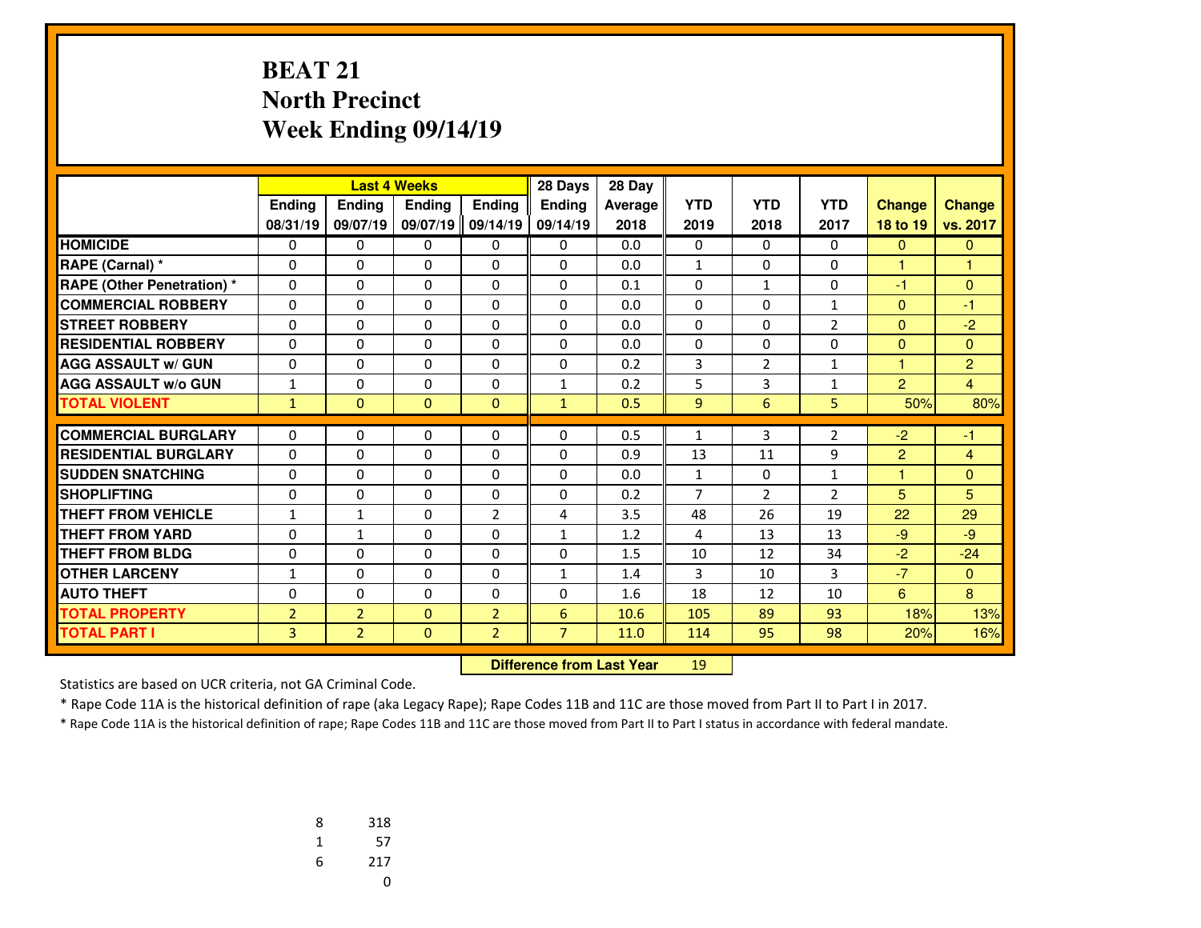# BEAT 21
## North Precinct
## Week Ending 09/14/19

| | Last 4 Weeks | | | | 28 Days | 28 Day | | | | | |
|---|---|---|---|---|---|---|---|---|---|---|---|
| | Ending 08/31/19 | Ending 09/07/19 | Ending 09/07/19 | Ending 09/14/19 | Ending 09/14/19 | Average 2018 | YTD 2019 | YTD 2018 | YTD 2017 | Change 18 to 19 | Change vs. 2017 |
| HOMICIDE | 0 | 0 | 0 | 0 | 0 | 0.0 | 0 | 0 | 0 | 0 | 0 |
| RAPE (Carnal) * | 0 | 0 | 0 | 0 | 0 | 0.0 | 1 | 0 | 0 | 1 | 1 |
| RAPE (Other Penetration) * | 0 | 0 | 0 | 0 | 0 | 0.1 | 0 | 1 | 0 | -1 | 0 |
| COMMERCIAL ROBBERY | 0 | 0 | 0 | 0 | 0 | 0.0 | 0 | 0 | 1 | 0 | -1 |
| STREET ROBBERY | 0 | 0 | 0 | 0 | 0 | 0.0 | 0 | 0 | 2 | 0 | -2 |
| RESIDENTIAL ROBBERY | 0 | 0 | 0 | 0 | 0 | 0.0 | 0 | 0 | 0 | 0 | 0 |
| AGG ASSAULT w/ GUN | 0 | 0 | 0 | 0 | 0 | 0.2 | 3 | 2 | 1 | 1 | 2 |
| AGG ASSAULT w/o GUN | 1 | 0 | 0 | 0 | 1 | 0.2 | 5 | 3 | 1 | 2 | 4 |
| TOTAL VIOLENT | 1 | 0 | 0 | 0 | 1 | 0.5 | 9 | 6 | 5 | 50% | 80% |
| COMMERCIAL BURGLARY | 0 | 0 | 0 | 0 | 0 | 0.5 | 1 | 3 | 2 | -2 | -1 |
| RESIDENTIAL BURGLARY | 0 | 0 | 0 | 0 | 0 | 0.9 | 13 | 11 | 9 | 2 | 4 |
| SUDDEN SNATCHING | 0 | 0 | 0 | 0 | 0 | 0.0 | 1 | 0 | 1 | 1 | 0 |
| SHOPLIFTING | 0 | 0 | 0 | 0 | 0 | 0.2 | 7 | 2 | 2 | 5 | 5 |
| THEFT FROM VEHICLE | 1 | 1 | 0 | 2 | 4 | 3.5 | 48 | 26 | 19 | 22 | 29 |
| THEFT FROM YARD | 0 | 1 | 0 | 0 | 1 | 1.2 | 4 | 13 | 13 | -9 | -9 |
| THEFT FROM BLDG | 0 | 0 | 0 | 0 | 0 | 1.5 | 10 | 12 | 34 | -2 | -24 |
| OTHER LARCENY | 1 | 0 | 0 | 0 | 1 | 1.4 | 3 | 10 | 3 | -7 | 0 |
| AUTO THEFT | 0 | 0 | 0 | 0 | 0 | 1.6 | 18 | 12 | 10 | 6 | 8 |
| TOTAL PROPERTY | 2 | 2 | 0 | 2 | 6 | 10.6 | 105 | 89 | 93 | 18% | 13% |
| TOTAL PART I | 3 | 2 | 0 | 2 | 7 | 11.0 | 114 | 95 | 98 | 20% | 16% |

**Difference from Last Year** 19

Statistics are based on UCR criteria, not GA Criminal Code.

* Rape Code 11A is the historical definition of rape (aka Legacy Rape); Rape Codes 11B and 11C are those moved from Part II to Part I in 2017.

* Rape Code 11A is the historical definition of rape; Rape Codes 11B and 11C are those moved from Part II to Part I status in accordance with federal mandate.

| | |
|---|---|
| 8 | 318 |
| 1 | 57 |
| 6 | 217 |
| | 0 |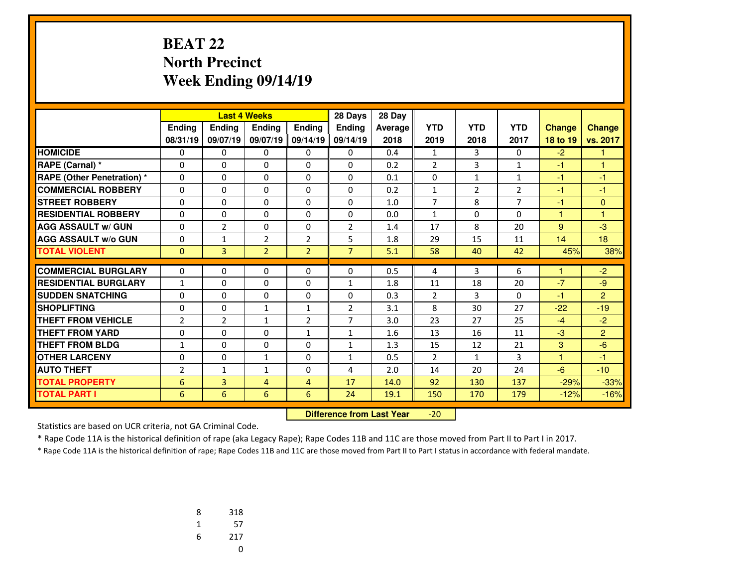# BEAT 22
# North Precinct
# Week Ending 09/14/19

| | Last 4 Weeks | | | | 28 Days | 28 Day | YTD | YTD | YTD | Change | Change |
|---|---|---|---|---|---|---|---|---|---|---|---|
| | Ending 08/31/19 | Ending 09/07/19 | Ending 09/07/19 | Ending 09/14/19 | Ending 09/14/19 | Average 2018 | 2019 | 2018 | 2017 | 18 to 19 | vs. 2017 |
| HOMICIDE | 0 | 0 | 0 | 0 | 0 | 0.4 | 1 | 3 | 0 | -2 | 1 |
| RAPE (Carnal) * | 0 | 0 | 0 | 0 | 0 | 0.2 | 2 | 3 | 1 | -1 | 1 |
| RAPE (Other Penetration) * | 0 | 0 | 0 | 0 | 0 | 0.1 | 0 | 1 | 1 | -1 | -1 |
| COMMERCIAL ROBBERY | 0 | 0 | 0 | 0 | 0 | 0.2 | 1 | 2 | 2 | -1 | -1 |
| STREET ROBBERY | 0 | 0 | 0 | 0 | 0 | 1.0 | 7 | 8 | 7 | -1 | 0 |
| RESIDENTIAL ROBBERY | 0 | 0 | 0 | 0 | 0 | 0.0 | 1 | 0 | 0 | 1 | 1 |
| AGG ASSAULT w/ GUN | 0 | 2 | 0 | 0 | 2 | 1.4 | 17 | 8 | 20 | 9 | -3 |
| AGG ASSAULT w/o GUN | 0 | 1 | 2 | 2 | 5 | 1.8 | 29 | 15 | 11 | 14 | 18 |
| TOTAL VIOLENT | 0 | 3 | 2 | 2 | 7 | 5.1 | 58 | 40 | 42 | 45% | 38% |
| COMMERCIAL BURGLARY | 0 | 0 | 0 | 0 | 0 | 0.5 | 4 | 3 | 6 | 1 | -2 |
| RESIDENTIAL BURGLARY | 1 | 0 | 0 | 0 | 1 | 1.8 | 11 | 18 | 20 | -7 | -9 |
| SUDDEN SNATCHING | 0 | 0 | 0 | 0 | 0 | 0.3 | 2 | 3 | 0 | -1 | 2 |
| SHOPLIFTING | 0 | 0 | 1 | 1 | 2 | 3.1 | 8 | 30 | 27 | -22 | -19 |
| THEFT FROM VEHICLE | 2 | 2 | 1 | 2 | 7 | 3.0 | 23 | 27 | 25 | -4 | -2 |
| THEFT FROM YARD | 0 | 0 | 0 | 1 | 1 | 1.6 | 13 | 16 | 11 | -3 | 2 |
| THEFT FROM BLDG | 1 | 0 | 0 | 0 | 1 | 1.3 | 15 | 12 | 21 | 3 | -6 |
| OTHER LARCENY | 0 | 0 | 1 | 0 | 1 | 0.5 | 2 | 1 | 3 | 1 | -1 |
| AUTO THEFT | 2 | 1 | 1 | 0 | 4 | 2.0 | 14 | 20 | 24 | -6 | -10 |
| TOTAL PROPERTY | 6 | 3 | 4 | 4 | 17 | 14.0 | 92 | 130 | 137 | -29% | -33% |
| TOTAL PART I | 6 | 6 | 6 | 6 | 24 | 19.1 | 150 | 170 | 179 | -12% | -16% |

**Difference from Last Year** -20

Statistics are based on UCR criteria, not GA Criminal Code.

* Rape Code 11A is the historical definition of rape (aka Legacy Rape); Rape Codes 11B and 11C are those moved from Part II to Part I in 2017.

* Rape Code 11A is the historical definition of rape; Rape Codes 11B and 11C are those moved from Part II to Part I status in accordance with federal mandate.

| | |
|---|---|
| 8 | 318 |
| 1 | 57 |
| 6 | 217 |
| | 0 |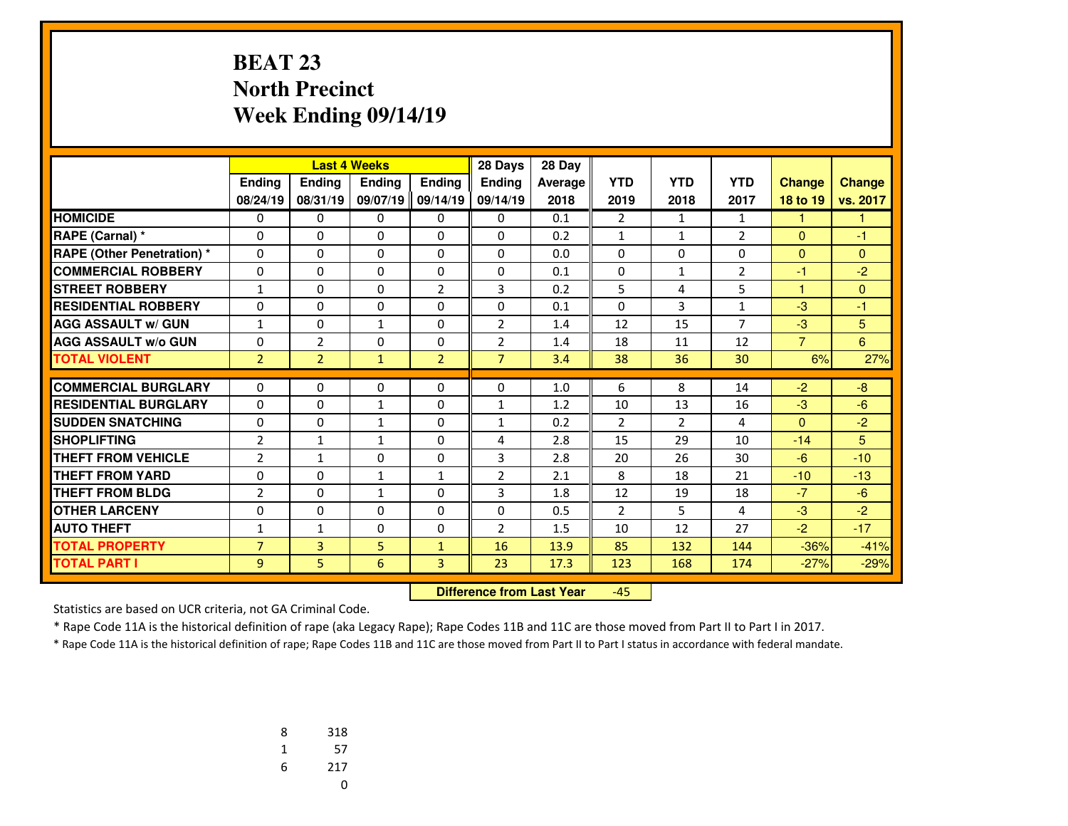# BEAT 23
## North Precinct
## Week Ending 09/14/19

| | Last 4 Weeks | | | | 28 Days | 28 Day | | | | | |
|---|---|---|---|---|---|---|---|---|---|---|---|
| | Ending 08/24/19 | Ending 08/31/19 | Ending 09/07/19 | Ending 09/14/19 | Ending 09/14/19 | Average 2018 | YTD 2019 | YTD 2018 | YTD 2017 | Change 18 to 19 | Change vs. 2017 |
| HOMICIDE | 0 | 0 | 0 | 0 | 0 | 0.1 | 2 | 1 | 1 | 1 | 1 |
| RAPE (Carnal) * | 0 | 0 | 0 | 0 | 0 | 0.2 | 1 | 1 | 2 | 0 | -1 |
| RAPE (Other Penetration) * | 0 | 0 | 0 | 0 | 0 | 0.0 | 0 | 0 | 0 | 0 | 0 |
| COMMERCIAL ROBBERY | 0 | 0 | 0 | 0 | 0 | 0.1 | 0 | 1 | 2 | -1 | -2 |
| STREET ROBBERY | 1 | 0 | 0 | 2 | 3 | 0.2 | 5 | 4 | 5 | 1 | 0 |
| RESIDENTIAL ROBBERY | 0 | 0 | 0 | 0 | 0 | 0.1 | 0 | 3 | 1 | -3 | -1 |
| AGG ASSAULT w/ GUN | 1 | 0 | 1 | 0 | 2 | 1.4 | 12 | 15 | 7 | -3 | 5 |
| AGG ASSAULT w/o GUN | 0 | 2 | 0 | 0 | 2 | 1.4 | 18 | 11 | 12 | 7 | 6 |
| TOTAL VIOLENT | 2 | 2 | 1 | 2 | 7 | 3.4 | 38 | 36 | 30 | 6% | 27% |
| COMMERCIAL BURGLARY | 0 | 0 | 0 | 0 | 0 | 1.0 | 6 | 8 | 14 | -2 | -8 |
| RESIDENTIAL BURGLARY | 0 | 0 | 1 | 0 | 1 | 1.2 | 10 | 13 | 16 | -3 | -6 |
| SUDDEN SNATCHING | 0 | 0 | 1 | 0 | 1 | 0.2 | 2 | 2 | 4 | 0 | -2 |
| SHOPLIFTING | 2 | 1 | 1 | 0 | 4 | 2.8 | 15 | 29 | 10 | -14 | 5 |
| THEFT FROM VEHICLE | 2 | 1 | 0 | 0 | 3 | 2.8 | 20 | 26 | 30 | -6 | -10 |
| THEFT FROM YARD | 0 | 0 | 1 | 1 | 2 | 2.1 | 8 | 18 | 21 | -10 | -13 |
| THEFT FROM BLDG | 2 | 0 | 1 | 0 | 3 | 1.8 | 12 | 19 | 18 | -7 | -6 |
| OTHER LARCENY | 0 | 0 | 0 | 0 | 0 | 0.5 | 2 | 5 | 4 | -3 | -2 |
| AUTO THEFT | 1 | 1 | 0 | 0 | 2 | 1.5 | 10 | 12 | 27 | -2 | -17 |
| TOTAL PROPERTY | 7 | 3 | 5 | 1 | 16 | 13.9 | 85 | 132 | 144 | -36% | -41% |
| TOTAL PART I | 9 | 5 | 6 | 3 | 23 | 17.3 | 123 | 168 | 174 | -27% | -29% |

**Difference from Last Year** -45

Statistics are based on UCR criteria, not GA Criminal Code.

* Rape Code 11A is the historical definition of rape (aka Legacy Rape); Rape Codes 11B and 11C are those moved from Part II to Part I in 2017.

* Rape Code 11A is the historical definition of rape; Rape Codes 11B and 11C are those moved from Part II to Part I status in accordance with federal mandate.

| | |
|---|---|
| 8 | 318 |
| 1 | 57 |
| 6 | 217 |
| | 0 |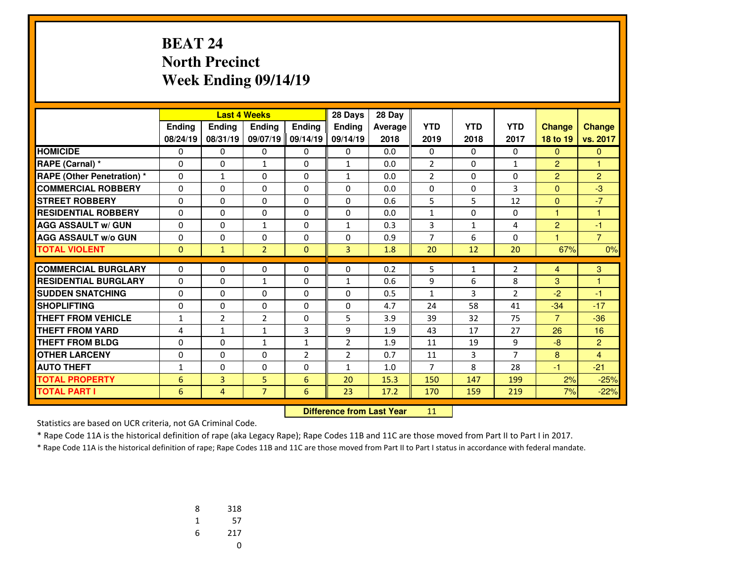# BEAT 24
## North Precinct
## Week Ending 09/14/19

| | Last 4 Weeks | | | | 28 Days | 28 Day | | | | | |
|---|---|---|---|---|---|---|---|---|---|---|---|
| | Ending 08/24/19 | Ending 08/31/19 | Ending 09/07/19 | Ending 09/14/19 | Ending 09/14/19 | Average 2018 | YTD 2019 | YTD 2018 | YTD 2017 | Change 18 to 19 | Change vs. 2017 |
| **HOMICIDE** | 0 | 0 | 0 | 0 | 0 | 0.0 | 0 | 0 | 0 | 0 | 0 |
| **RAPE (Carnal) *** | 0 | 0 | 1 | 0 | 1 | 0.0 | 2 | 0 | 1 | 2 | 1 |
| **RAPE (Other Penetration) *** | 0 | 1 | 0 | 0 | 1 | 0.0 | 2 | 0 | 0 | 2 | 2 |
| **COMMERCIAL ROBBERY** | 0 | 0 | 0 | 0 | 0 | 0.0 | 0 | 0 | 3 | 0 | -3 |
| **STREET ROBBERY** | 0 | 0 | 0 | 0 | 0 | 0.6 | 5 | 5 | 12 | 0 | -7 |
| **RESIDENTIAL ROBBERY** | 0 | 0 | 0 | 0 | 0 | 0.0 | 1 | 0 | 0 | 1 | 1 |
| **AGG ASSAULT w/ GUN** | 0 | 0 | 1 | 0 | 1 | 0.3 | 3 | 1 | 4 | 2 | -1 |
| **AGG ASSAULT w/o GUN** | 0 | 0 | 0 | 0 | 0 | 0.9 | 7 | 6 | 0 | 1 | 7 |
| **TOTAL VIOLENT** | 0 | 1 | 2 | 0 | 3 | 1.8 | 20 | 12 | 20 | 67% | 0% |
| **COMMERCIAL BURGLARY** | 0 | 0 | 0 | 0 | 0 | 0.2 | 5 | 1 | 2 | 4 | 3 |
| **RESIDENTIAL BURGLARY** | 0 | 0 | 1 | 0 | 1 | 0.6 | 9 | 6 | 8 | 3 | 1 |
| **SUDDEN SNATCHING** | 0 | 0 | 0 | 0 | 0 | 0.5 | 1 | 3 | 2 | -2 | -1 |
| **SHOPLIFTING** | 0 | 0 | 0 | 0 | 0 | 4.7 | 24 | 58 | 41 | -34 | -17 |
| **THEFT FROM VEHICLE** | 1 | 2 | 2 | 0 | 5 | 3.9 | 39 | 32 | 75 | 7 | -36 |
| **THEFT FROM YARD** | 4 | 1 | 1 | 3 | 9 | 1.9 | 43 | 17 | 27 | 26 | 16 |
| **THEFT FROM BLDG** | 0 | 0 | 1 | 1 | 2 | 1.9 | 11 | 19 | 9 | -8 | 2 |
| **OTHER LARCENY** | 0 | 0 | 0 | 2 | 2 | 0.7 | 11 | 3 | 7 | 8 | 4 |
| **AUTO THEFT** | 1 | 0 | 0 | 0 | 1 | 1.0 | 7 | 8 | 28 | -1 | -21 |
| **TOTAL PROPERTY** | 6 | 3 | 5 | 6 | 20 | 15.3 | 150 | 147 | 199 | 2% | -25% |
| **TOTAL PART I** | 6 | 4 | 7 | 6 | 23 | 17.2 | 170 | 159 | 219 | 7% | -22% |

**Difference from Last Year** 11

Statistics are based on UCR criteria, not GA Criminal Code.

* Rape Code 11A is the historical definition of rape (aka Legacy Rape); Rape Codes 11B and 11C are those moved from Part II to Part I in 2017.

* Rape Code 11A is the historical definition of rape; Rape Codes 11B and 11C are those moved from Part II to Part I status in accordance with federal mandate.

| | |
|---|---|
| 8 | 318 |
| 1 | 57 |
| 6 | 217 |
| | 0 |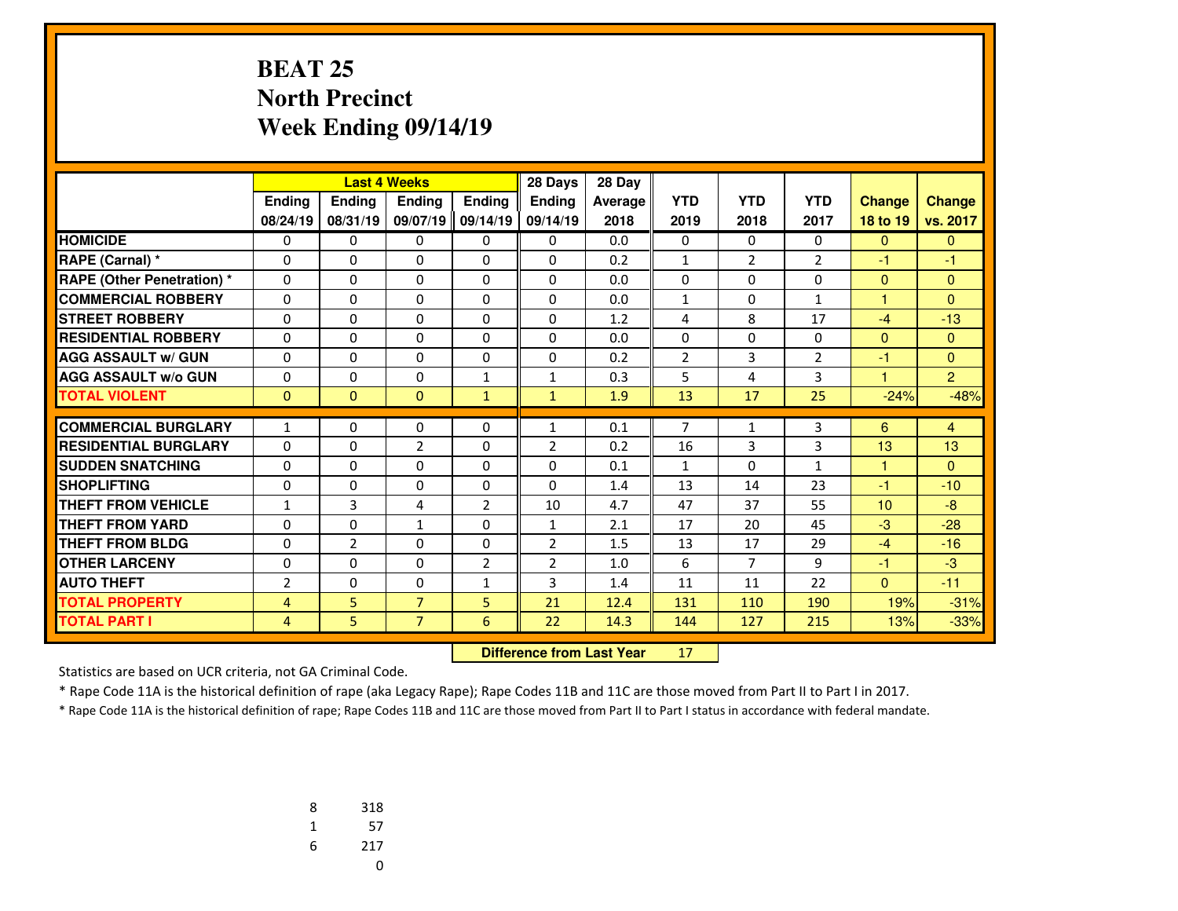# BEAT 25
## North Precinct
## Week Ending 09/14/19

| | Last 4 Weeks | | | | 28 Days | 28 Day | | | | | |
|---|---|---|---|---|---|---|---|---|---|---|---|
| | Ending 08/24/19 | Ending 08/31/19 | Ending 09/07/19 | Ending 09/14/19 | Ending 09/14/19 | Average 2018 | YTD 2019 | YTD 2018 | YTD 2017 | Change 18 to 19 | Change vs. 2017 |
| **HOMICIDE** | 0 | 0 | 0 | 0 | 0 | 0.0 | 0 | 0 | 0 | 0 | 0 |
| **RAPE (Carnal) *** | 0 | 0 | 0 | 0 | 0 | 0.2 | 1 | 2 | 2 | -1 | -1 |
| **RAPE (Other Penetration) *** | 0 | 0 | 0 | 0 | 0 | 0.0 | 0 | 0 | 0 | 0 | 0 |
| **COMMERCIAL ROBBERY** | 0 | 0 | 0 | 0 | 0 | 0.0 | 1 | 0 | 1 | 1 | 0 |
| **STREET ROBBERY** | 0 | 0 | 0 | 0 | 0 | 1.2 | 4 | 8 | 17 | -4 | -13 |
| **RESIDENTIAL ROBBERY** | 0 | 0 | 0 | 0 | 0 | 0.0 | 0 | 0 | 0 | 0 | 0 |
| **AGG ASSAULT w/ GUN** | 0 | 0 | 0 | 0 | 0 | 0.2 | 2 | 3 | 2 | -1 | 0 |
| **AGG ASSAULT w/o GUN** | 0 | 0 | 0 | 1 | 1 | 0.3 | 5 | 4 | 3 | 1 | 2 |
| **TOTAL VIOLENT** | 0 | 0 | 0 | 1 | 1 | 1.9 | 13 | 17 | 25 | -24% | -48% |
| **COMMERCIAL BURGLARY** | 1 | 0 | 0 | 0 | 1 | 0.1 | 7 | 1 | 3 | 6 | 4 |
| **RESIDENTIAL BURGLARY** | 0 | 0 | 2 | 0 | 2 | 0.2 | 16 | 3 | 3 | 13 | 13 |
| **SUDDEN SNATCHING** | 0 | 0 | 0 | 0 | 0 | 0.1 | 1 | 0 | 1 | 1 | 0 |
| **SHOPLIFTING** | 0 | 0 | 0 | 0 | 0 | 1.4 | 13 | 14 | 23 | -1 | -10 |
| **THEFT FROM VEHICLE** | 1 | 3 | 4 | 2 | 10 | 4.7 | 47 | 37 | 55 | 10 | -8 |
| **THEFT FROM YARD** | 0 | 0 | 1 | 0 | 1 | 2.1 | 17 | 20 | 45 | -3 | -28 |
| **THEFT FROM BLDG** | 0 | 2 | 0 | 0 | 2 | 1.5 | 13 | 17 | 29 | -4 | -16 |
| **OTHER LARCENY** | 0 | 0 | 0 | 2 | 2 | 1.0 | 6 | 7 | 9 | -1 | -3 |
| **AUTO THEFT** | 2 | 0 | 0 | 1 | 3 | 1.4 | 11 | 11 | 22 | 0 | -11 |
| **TOTAL PROPERTY** | 4 | 5 | 7 | 5 | 21 | 12.4 | 131 | 110 | 190 | 19% | -31% |
| **TOTAL PART I** | 4 | 5 | 7 | 6 | 22 | 14.3 | 144 | 127 | 215 | 13% | -33% |

**Difference from Last Year** 17

Statistics are based on UCR criteria, not GA Criminal Code.

* Rape Code 11A is the historical definition of rape (aka Legacy Rape); Rape Codes 11B and 11C are those moved from Part II to Part I in 2017.

* Rape Code 11A is the historical definition of rape; Rape Codes 11B and 11C are those moved from Part II to Part I status in accordance with federal mandate.

| | |
|---|---|
| 8 | 318 |
| 1 | 57 |
| 6 | 217 |
| | 0 |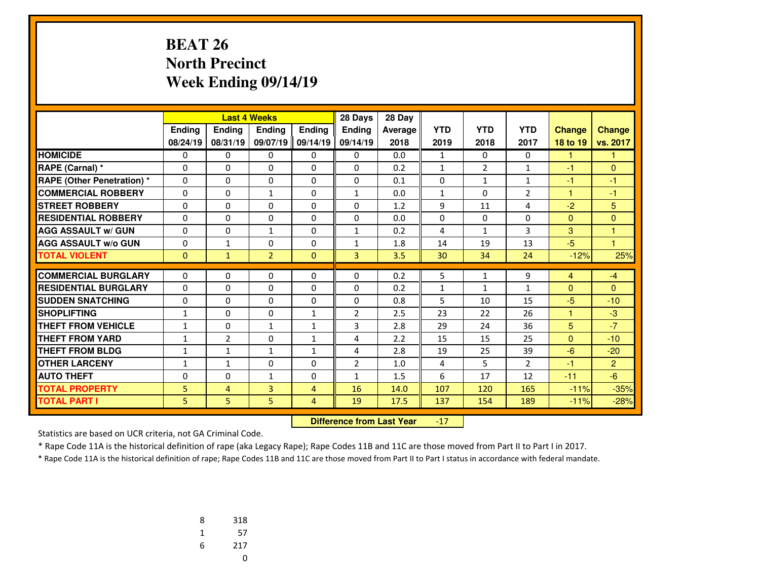# BEAT 26
# North Precinct
# Week Ending 09/14/19

| | Last 4 Weeks | | | | 28 Days | 28 Day | | | | | |
|---|---|---|---|---|---|---|---|---|---|---|---|
| | Ending 08/24/19 | Ending 08/31/19 | Ending 09/07/19 | Ending 09/14/19 | Ending 09/14/19 | Average 2018 | YTD 2019 | YTD 2018 | YTD 2017 | Change 18 to 19 | Change vs. 2017 |
| HOMICIDE | 0 | 0 | 0 | 0 | 0 | 0.0 | 1 | 0 | 0 | 1 | 1 |
| RAPE (Carnal) * | 0 | 0 | 0 | 0 | 0 | 0.2 | 1 | 2 | 1 | -1 | 0 |
| RAPE (Other Penetration) * | 0 | 0 | 0 | 0 | 0 | 0.1 | 0 | 1 | 1 | -1 | -1 |
| COMMERCIAL ROBBERY | 0 | 0 | 1 | 0 | 1 | 0.0 | 1 | 0 | 2 | 1 | -1 |
| STREET ROBBERY | 0 | 0 | 0 | 0 | 0 | 1.2 | 9 | 11 | 4 | -2 | 5 |
| RESIDENTIAL ROBBERY | 0 | 0 | 0 | 0 | 0 | 0.0 | 0 | 0 | 0 | 0 | 0 |
| AGG ASSAULT w/ GUN | 0 | 0 | 1 | 0 | 1 | 0.2 | 4 | 1 | 3 | 3 | 1 |
| AGG ASSAULT w/o GUN | 0 | 1 | 0 | 0 | 1 | 1.8 | 14 | 19 | 13 | -5 | 1 |
| TOTAL VIOLENT | 0 | 1 | 2 | 0 | 3 | 3.5 | 30 | 34 | 24 | -12% | 25% |
| COMMERCIAL BURGLARY | 0 | 0 | 0 | 0 | 0 | 0.2 | 5 | 1 | 9 | 4 | -4 |
| RESIDENTIAL BURGLARY | 0 | 0 | 0 | 0 | 0 | 0.2 | 1 | 1 | 1 | 0 | 0 |
| SUDDEN SNATCHING | 0 | 0 | 0 | 0 | 0 | 0.8 | 5 | 10 | 15 | -5 | -10 |
| SHOPLIFTING | 1 | 0 | 0 | 1 | 2 | 2.5 | 23 | 22 | 26 | 1 | -3 |
| THEFT FROM VEHICLE | 1 | 0 | 1 | 1 | 3 | 2.8 | 29 | 24 | 36 | 5 | -7 |
| THEFT FROM YARD | 1 | 2 | 0 | 1 | 4 | 2.2 | 15 | 15 | 25 | 0 | -10 |
| THEFT FROM BLDG | 1 | 1 | 1 | 1 | 4 | 2.8 | 19 | 25 | 39 | -6 | -20 |
| OTHER LARCENY | 1 | 1 | 0 | 0 | 2 | 1.0 | 4 | 5 | 2 | -1 | 2 |
| AUTO THEFT | 0 | 0 | 1 | 0 | 1 | 1.5 | 6 | 17 | 12 | -11 | -6 |
| TOTAL PROPERTY | 5 | 4 | 3 | 4 | 16 | 14.0 | 107 | 120 | 165 | -11% | -35% |
| TOTAL PART I | 5 | 5 | 5 | 4 | 19 | 17.5 | 137 | 154 | 189 | -11% | -28% |

**Difference from Last Year** -17

Statistics are based on UCR criteria, not GA Criminal Code.

* Rape Code 11A is the historical definition of rape (aka Legacy Rape); Rape Codes 11B and 11C are those moved from Part II to Part I in 2017.

* Rape Code 11A is the historical definition of rape; Rape Codes 11B and 11C are those moved from Part II to Part I status in accordance with federal mandate.

| | |
|---|---|
| 8 | 318 |
| 1 | 57 |
| 6 | 217 |
| | 0 |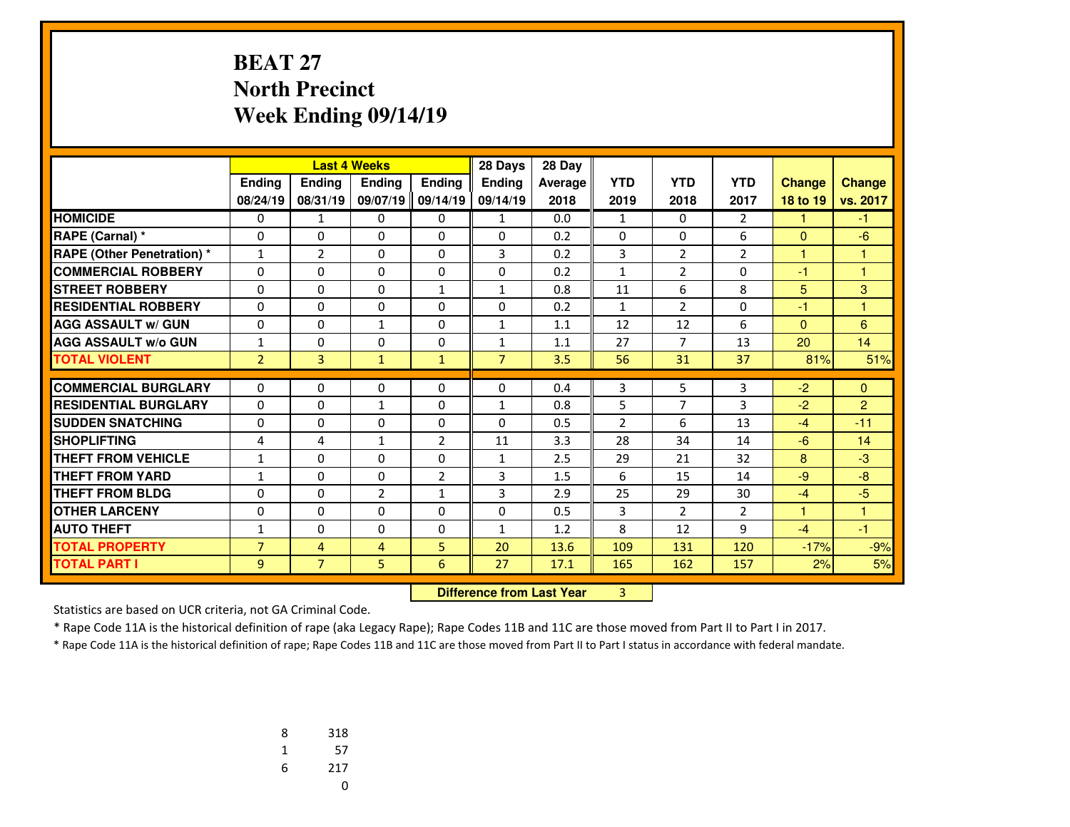# BEAT 27
# North Precinct
# Week Ending 09/14/19

| | Last 4 Weeks | | | | 28 Days | 28 Day | | | | | |
|---|---|---|---|---|---|---|---|---|---|---|---|
| | Ending 08/24/19 | Ending 08/31/19 | Ending 09/07/19 | Ending 09/14/19 | Ending 09/14/19 | Average 2018 | YTD 2019 | YTD 2018 | YTD 2017 | Change 18 to 19 | Change vs. 2017 |
| HOMICIDE | 0 | 1 | 0 | 0 | 1 | 0.0 | 1 | 0 | 2 | 1 | -1 |
| RAPE (Carnal) * | 0 | 0 | 0 | 0 | 0 | 0.2 | 0 | 0 | 6 | 0 | -6 |
| RAPE (Other Penetration) * | 1 | 2 | 0 | 0 | 3 | 0.2 | 3 | 2 | 2 | 1 | 1 |
| COMMERCIAL ROBBERY | 0 | 0 | 0 | 0 | 0 | 0.2 | 1 | 2 | 0 | -1 | 1 |
| STREET ROBBERY | 0 | 0 | 0 | 1 | 1 | 0.8 | 11 | 6 | 8 | 5 | 3 |
| RESIDENTIAL ROBBERY | 0 | 0 | 0 | 0 | 0 | 0.2 | 1 | 2 | 0 | -1 | 1 |
| AGG ASSAULT w/ GUN | 0 | 0 | 1 | 0 | 1 | 1.1 | 12 | 12 | 6 | 0 | 6 |
| AGG ASSAULT w/o GUN | 1 | 0 | 0 | 0 | 1 | 1.1 | 27 | 7 | 13 | 20 | 14 |
| TOTAL VIOLENT | 2 | 3 | 1 | 1 | 7 | 3.5 | 56 | 31 | 37 | 81% | 51% |
| COMMERCIAL BURGLARY | 0 | 0 | 0 | 0 | 0 | 0.4 | 3 | 5 | 3 | -2 | 0 |
| RESIDENTIAL BURGLARY | 0 | 0 | 1 | 0 | 1 | 0.8 | 5 | 7 | 3 | -2 | 2 |
| SUDDEN SNATCHING | 0 | 0 | 0 | 0 | 0 | 0.5 | 2 | 6 | 13 | -4 | -11 |
| SHOPLIFTING | 4 | 4 | 1 | 2 | 11 | 3.3 | 28 | 34 | 14 | -6 | 14 |
| THEFT FROM VEHICLE | 1 | 0 | 0 | 0 | 1 | 2.5 | 29 | 21 | 32 | 8 | -3 |
| THEFT FROM YARD | 1 | 0 | 0 | 2 | 3 | 1.5 | 6 | 15 | 14 | -9 | -8 |
| THEFT FROM BLDG | 0 | 0 | 2 | 1 | 3 | 2.9 | 25 | 29 | 30 | -4 | -5 |
| OTHER LARCENY | 0 | 0 | 0 | 0 | 0 | 0.5 | 3 | 2 | 2 | 1 | 1 |
| AUTO THEFT | 1 | 0 | 0 | 0 | 1 | 1.2 | 8 | 12 | 9 | -4 | -1 |
| TOTAL PROPERTY | 7 | 4 | 4 | 5 | 20 | 13.6 | 109 | 131 | 120 | -17% | -9% |
| TOTAL PART I | 9 | 7 | 5 | 6 | 27 | 17.1 | 165 | 162 | 157 | 2% | 5% |

**Difference from Last Year** 3

Statistics are based on UCR criteria, not GA Criminal Code.

* Rape Code 11A is the historical definition of rape (aka Legacy Rape); Rape Codes 11B and 11C are those moved from Part II to Part I in 2017.

* Rape Code 11A is the historical definition of rape; Rape Codes 11B and 11C are those moved from Part II to Part I status in accordance with federal mandate.

| | |
|---|---|
| 8 | 318 |
| 1 | 57 |
| 6 | 217 |
| | 0 |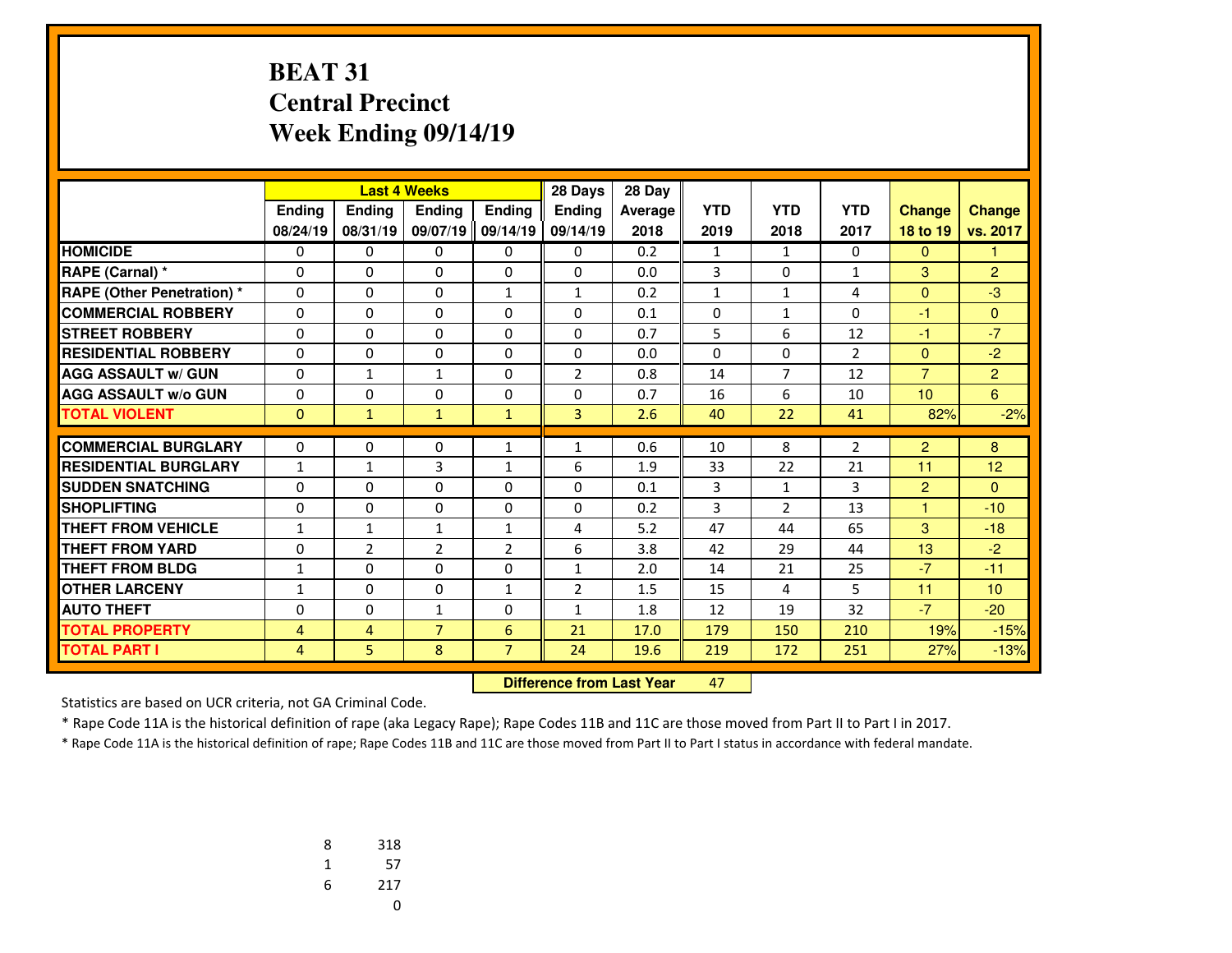# BEAT 31
## Central Precinct
## Week Ending 09/14/19

| | Last 4 Weeks | | | | 28 Days | 28 Day | | | | | |
|---|---|---|---|---|---|---|---|---|---|---|---|
| | Ending 08/24/19 | Ending 08/31/19 | Ending 09/07/19 | Ending 09/14/19 | Ending 09/14/19 | Average 2018 | YTD 2019 | YTD 2018 | YTD 2017 | Change 18 to 19 | Change vs. 2017 |
| **HOMICIDE** | 0 | 0 | 0 | 0 | 0 | 0.2 | 1 | 1 | 0 | 0 | 1 |
| **RAPE (Carnal) *** | 0 | 0 | 0 | 0 | 0 | 0.0 | 3 | 0 | 1 | 3 | 2 |
| **RAPE (Other Penetration) *** | 0 | 0 | 0 | 1 | 1 | 0.2 | 1 | 1 | 4 | 0 | -3 |
| **COMMERCIAL ROBBERY** | 0 | 0 | 0 | 0 | 0 | 0.1 | 0 | 1 | 0 | -1 | 0 |
| **STREET ROBBERY** | 0 | 0 | 0 | 0 | 0 | 0.7 | 5 | 6 | 12 | -1 | -7 |
| **RESIDENTIAL ROBBERY** | 0 | 0 | 0 | 0 | 0 | 0.0 | 0 | 0 | 2 | 0 | -2 |
| **AGG ASSAULT w/ GUN** | 0 | 1 | 1 | 0 | 2 | 0.8 | 14 | 7 | 12 | 7 | 2 |
| **AGG ASSAULT w/o GUN** | 0 | 0 | 0 | 0 | 0 | 0.7 | 16 | 6 | 10 | 10 | 6 |
| **TOTAL VIOLENT** | 0 | 1 | 1 | 1 | 3 | 2.6 | 40 | 22 | 41 | 82% | -2% |
| **COMMERCIAL BURGLARY** | 0 | 0 | 0 | 1 | 1 | 0.6 | 10 | 8 | 2 | 2 | 8 |
| **RESIDENTIAL BURGLARY** | 1 | 1 | 3 | 1 | 6 | 1.9 | 33 | 22 | 21 | 11 | 12 |
| **SUDDEN SNATCHING** | 0 | 0 | 0 | 0 | 0 | 0.1 | 3 | 1 | 3 | 2 | 0 |
| **SHOPLIFTING** | 0 | 0 | 0 | 0 | 0 | 0.2 | 3 | 2 | 13 | 1 | -10 |
| **THEFT FROM VEHICLE** | 1 | 1 | 1 | 1 | 4 | 5.2 | 47 | 44 | 65 | 3 | -18 |
| **THEFT FROM YARD** | 0 | 2 | 2 | 2 | 6 | 3.8 | 42 | 29 | 44 | 13 | -2 |
| **THEFT FROM BLDG** | 1 | 0 | 0 | 0 | 1 | 2.0 | 14 | 21 | 25 | -7 | -11 |
| **OTHER LARCENY** | 1 | 0 | 0 | 1 | 2 | 1.5 | 15 | 4 | 5 | 11 | 10 |
| **AUTO THEFT** | 0 | 0 | 1 | 0 | 1 | 1.8 | 12 | 19 | 32 | -7 | -20 |
| **TOTAL PROPERTY** | 4 | 4 | 7 | 6 | 21 | 17.0 | 179 | 150 | 210 | 19% | -15% |
| **TOTAL PART I** | 4 | 5 | 8 | 7 | 24 | 19.6 | 219 | 172 | 251 | 27% | -13% |

**Difference from Last Year** 47

Statistics are based on UCR criteria, not GA Criminal Code.

* Rape Code 11A is the historical definition of rape (aka Legacy Rape); Rape Codes 11B and 11C are those moved from Part II to Part I in 2017.

* Rape Code 11A is the historical definition of rape; Rape Codes 11B and 11C are those moved from Part II to Part I status in accordance with federal mandate.

| | |
|---|---|
| 8 | 318 |
| 1 | 57 |
| 6 | 217 |
| | 0 |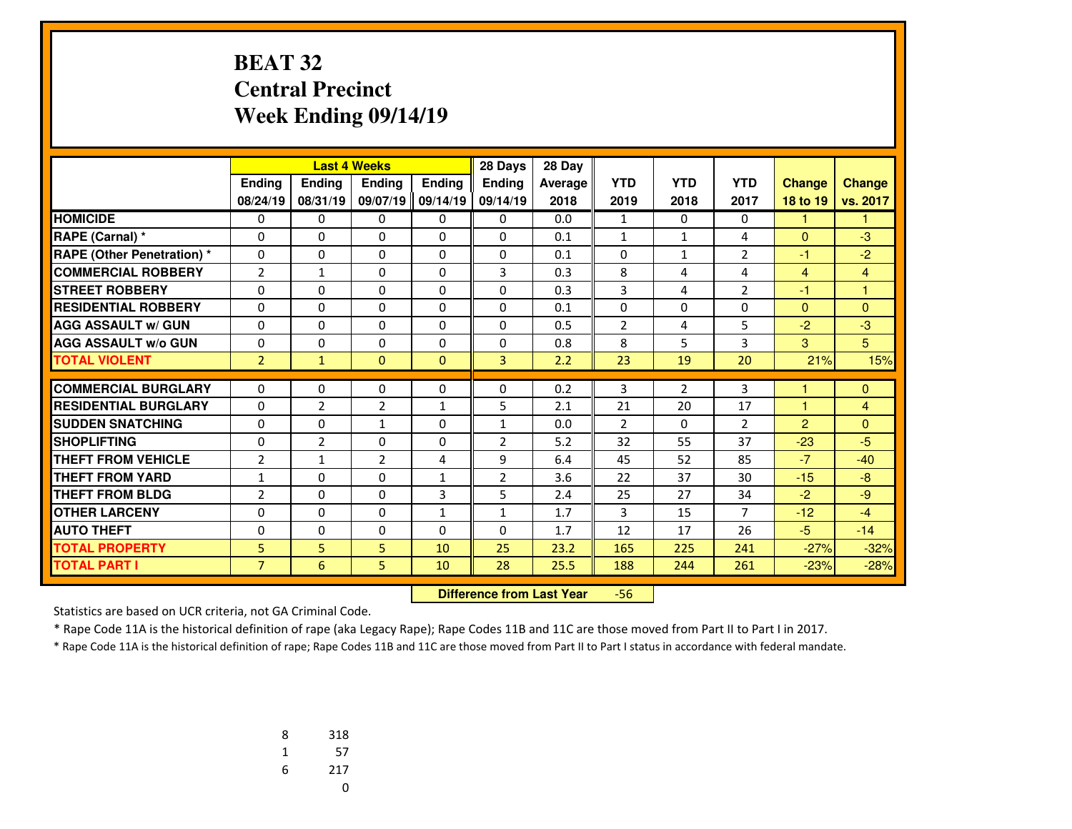# BEAT 32
# Central Precinct
# Week Ending 09/14/19

| | Last 4 Weeks | | | | 28 Days | 28 Day | | | | | |
|---|---|---|---|---|---|---|---|---|---|---|---|
| | Ending 08/24/19 | Ending 08/31/19 | Ending 09/07/19 | Ending 09/14/19 | Ending 09/14/19 | Average 2018 | YTD 2019 | YTD 2018 | YTD 2017 | Change 18 to 19 | Change vs. 2017 |
| **HOMICIDE** | 0 | 0 | 0 | 0 | 0 | 0.0 | 1 | 0 | 0 | 1 | 1 |
| **RAPE (Carnal) *** | 0 | 0 | 0 | 0 | 0 | 0.1 | 1 | 1 | 4 | 0 | -3 |
| **RAPE (Other Penetration) *** | 0 | 0 | 0 | 0 | 0 | 0.1 | 0 | 1 | 2 | -1 | -2 |
| **COMMERCIAL ROBBERY** | 2 | 1 | 0 | 0 | 3 | 0.3 | 8 | 4 | 4 | 4 | 4 |
| **STREET ROBBERY** | 0 | 0 | 0 | 0 | 0 | 0.3 | 3 | 4 | 2 | -1 | 1 |
| **RESIDENTIAL ROBBERY** | 0 | 0 | 0 | 0 | 0 | 0.1 | 0 | 0 | 0 | 0 | 0 |
| **AGG ASSAULT w/ GUN** | 0 | 0 | 0 | 0 | 0 | 0.5 | 2 | 4 | 5 | -2 | -3 |
| **AGG ASSAULT w/o GUN** | 0 | 0 | 0 | 0 | 0 | 0.8 | 8 | 5 | 3 | 3 | 5 |
| **TOTAL VIOLENT** | 2 | 1 | 0 | 0 | 3 | 2.2 | 23 | 19 | 20 | 21% | 15% |
| **COMMERCIAL BURGLARY** | 0 | 0 | 0 | 0 | 0 | 0.2 | 3 | 2 | 3 | 1 | 0 |
| **RESIDENTIAL BURGLARY** | 0 | 2 | 2 | 1 | 5 | 2.1 | 21 | 20 | 17 | 1 | 4 |
| **SUDDEN SNATCHING** | 0 | 0 | 1 | 0 | 1 | 0.0 | 2 | 0 | 2 | 2 | 0 |
| **SHOPLIFTING** | 0 | 2 | 0 | 0 | 2 | 5.2 | 32 | 55 | 37 | -23 | -5 |
| **THEFT FROM VEHICLE** | 2 | 1 | 2 | 4 | 9 | 6.4 | 45 | 52 | 85 | -7 | -40 |
| **THEFT FROM YARD** | 1 | 0 | 0 | 1 | 2 | 3.6 | 22 | 37 | 30 | -15 | -8 |
| **THEFT FROM BLDG** | 2 | 0 | 0 | 3 | 5 | 2.4 | 25 | 27 | 34 | -2 | -9 |
| **OTHER LARCENY** | 0 | 0 | 0 | 1 | 1 | 1.7 | 3 | 15 | 7 | -12 | -4 |
| **AUTO THEFT** | 0 | 0 | 0 | 0 | 0 | 1.7 | 12 | 17 | 26 | -5 | -14 |
| **TOTAL PROPERTY** | 5 | 5 | 5 | 10 | 25 | 23.2 | 165 | 225 | 241 | -27% | -32% |
| **TOTAL PART I** | 7 | 6 | 5 | 10 | 28 | 25.5 | 188 | 244 | 261 | -23% | -28% |

**Difference from Last Year** -56

Statistics are based on UCR criteria, not GA Criminal Code.

* Rape Code 11A is the historical definition of rape (aka Legacy Rape); Rape Codes 11B and 11C are those moved from Part II to Part I in 2017.

* Rape Code 11A is the historical definition of rape; Rape Codes 11B and 11C are those moved from Part II to Part I status in accordance with federal mandate.

| | |
|---|---|
| 8 | 318 |
| 1 | 57 |
| 6 | 217 |
| | 0 |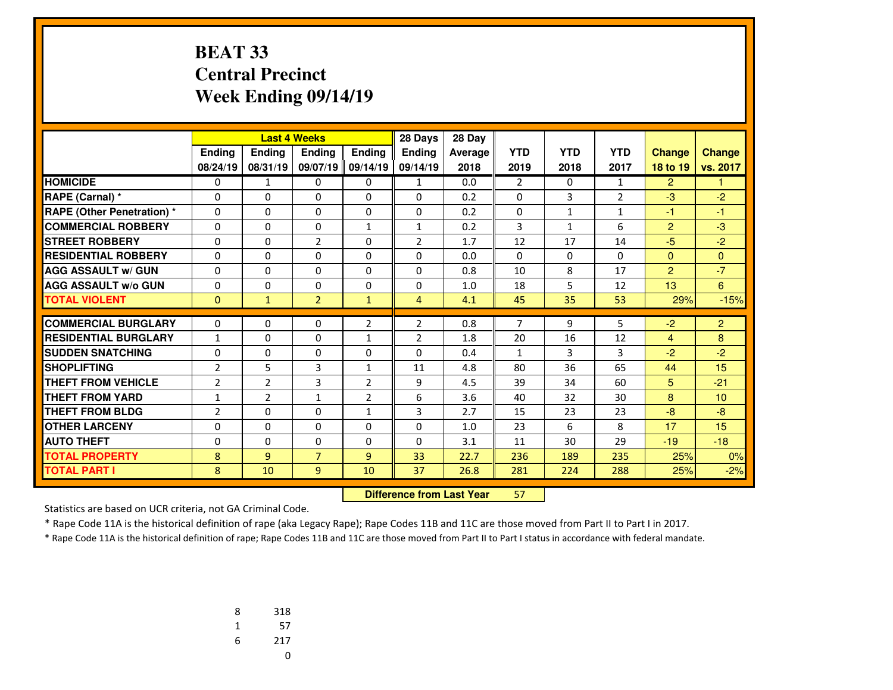# BEAT 33
# Central Precinct
# Week Ending 09/14/19

| | Last 4 Weeks | | | | 28 Days | 28 Day | | | | | |
|---|---|---|---|---|---|---|---|---|---|---|---|
| | Ending 08/24/19 | Ending 08/31/19 | Ending 09/07/19 | Ending 09/14/19 | Ending 09/14/19 | Average 2018 | YTD 2019 | YTD 2018 | YTD 2017 | Change 18 to 19 | Change vs. 2017 |
| HOMICIDE | 0 | 1 | 0 | 0 | 1 | 0.0 | 2 | 0 | 1 | 2 | 1 |
| RAPE (Carnal) * | 0 | 0 | 0 | 0 | 0 | 0.2 | 0 | 3 | 2 | -3 | -2 |
| RAPE (Other Penetration) * | 0 | 0 | 0 | 0 | 0 | 0.2 | 0 | 1 | 1 | -1 | -1 |
| COMMERCIAL ROBBERY | 0 | 0 | 0 | 1 | 1 | 0.2 | 3 | 1 | 6 | 2 | -3 |
| STREET ROBBERY | 0 | 0 | 2 | 0 | 2 | 1.7 | 12 | 17 | 14 | -5 | -2 |
| RESIDENTIAL ROBBERY | 0 | 0 | 0 | 0 | 0 | 0.0 | 0 | 0 | 0 | 0 | 0 |
| AGG ASSAULT w/ GUN | 0 | 0 | 0 | 0 | 0 | 0.8 | 10 | 8 | 17 | 2 | -7 |
| AGG ASSAULT w/o GUN | 0 | 0 | 0 | 0 | 0 | 1.0 | 18 | 5 | 12 | 13 | 6 |
| TOTAL VIOLENT | 0 | 1 | 2 | 1 | 4 | 4.1 | 45 | 35 | 53 | 29% | -15% |
| COMMERCIAL BURGLARY | 0 | 0 | 0 | 2 | 2 | 0.8 | 7 | 9 | 5 | -2 | 2 |
| RESIDENTIAL BURGLARY | 1 | 0 | 0 | 1 | 2 | 1.8 | 20 | 16 | 12 | 4 | 8 |
| SUDDEN SNATCHING | 0 | 0 | 0 | 0 | 0 | 0.4 | 1 | 3 | 3 | -2 | -2 |
| SHOPLIFTING | 2 | 5 | 3 | 1 | 11 | 4.8 | 80 | 36 | 65 | 44 | 15 |
| THEFT FROM VEHICLE | 2 | 2 | 3 | 2 | 9 | 4.5 | 39 | 34 | 60 | 5 | -21 |
| THEFT FROM YARD | 1 | 2 | 1 | 2 | 6 | 3.6 | 40 | 32 | 30 | 8 | 10 |
| THEFT FROM BLDG | 2 | 0 | 0 | 1 | 3 | 2.7 | 15 | 23 | 23 | -8 | -8 |
| OTHER LARCENY | 0 | 0 | 0 | 0 | 0 | 1.0 | 23 | 6 | 8 | 17 | 15 |
| AUTO THEFT | 0 | 0 | 0 | 0 | 0 | 3.1 | 11 | 30 | 29 | -19 | -18 |
| TOTAL PROPERTY | 8 | 9 | 7 | 9 | 33 | 22.7 | 236 | 189 | 235 | 25% | 0% |
| TOTAL PART I | 8 | 10 | 9 | 10 | 37 | 26.8 | 281 | 224 | 288 | 25% | -2% |

**Difference from Last Year** 57

Statistics are based on UCR criteria, not GA Criminal Code.

* Rape Code 11A is the historical definition of rape (aka Legacy Rape); Rape Codes 11B and 11C are those moved from Part II to Part I in 2017.

* Rape Code 11A is the historical definition of rape; Rape Codes 11B and 11C are those moved from Part II to Part I status in accordance with federal mandate.

| | |
|---|---|
| 8 | 318 |
| 1 | 57 |
| 6 | 217 |
| | 0 |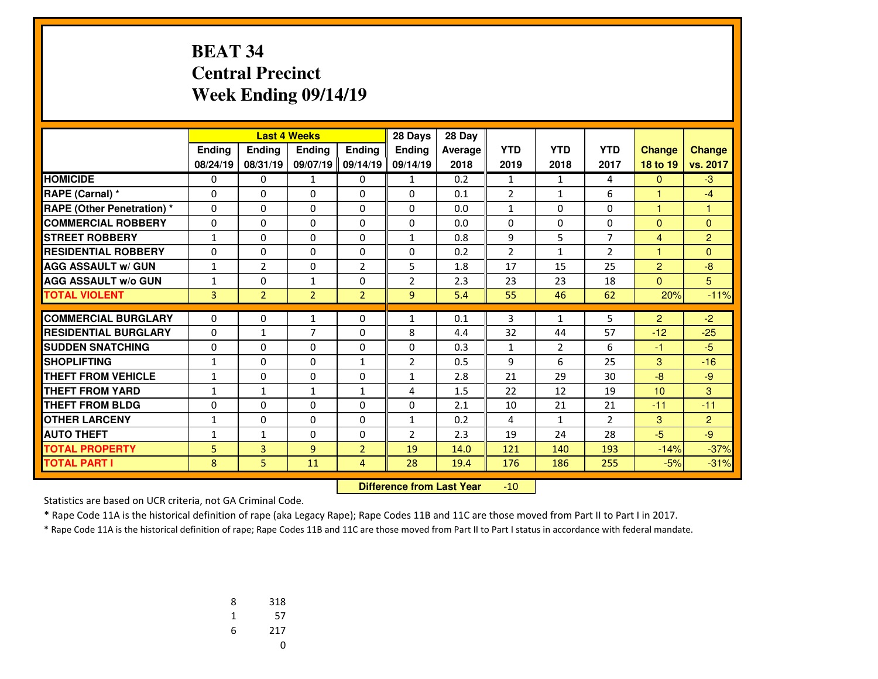# BEAT 34
## Central Precinct
## Week Ending 09/14/19

| | Last 4 Weeks | | | | 28 Days | 28 Day | | | | | |
|---|---|---|---|---|---|---|---|---|---|---|---|
| | Ending 08/24/19 | Ending 08/31/19 | Ending 09/07/19 | Ending 09/14/19 | Ending 09/14/19 | Average 2018 | YTD 2019 | YTD 2018 | YTD 2017 | Change 18 to 19 | Change vs. 2017 |
| **HOMICIDE** | 0 | 0 | 1 | 0 | 1 | 0.2 | 1 | 1 | 4 | 0 | -3 |
| **RAPE (Carnal) *** | 0 | 0 | 0 | 0 | 0 | 0.1 | 2 | 1 | 6 | 1 | -4 |
| **RAPE (Other Penetration) *** | 0 | 0 | 0 | 0 | 0 | 0.0 | 1 | 0 | 0 | 1 | 1 |
| **COMMERCIAL ROBBERY** | 0 | 0 | 0 | 0 | 0 | 0.0 | 0 | 0 | 0 | 0 | 0 |
| **STREET ROBBERY** | 1 | 0 | 0 | 0 | 1 | 0.8 | 9 | 5 | 7 | 4 | 2 |
| **RESIDENTIAL ROBBERY** | 0 | 0 | 0 | 0 | 0 | 0.2 | 2 | 1 | 2 | 1 | 0 |
| **AGG ASSAULT w/ GUN** | 1 | 2 | 0 | 2 | 5 | 1.8 | 17 | 15 | 25 | 2 | -8 |
| **AGG ASSAULT w/o GUN** | 1 | 0 | 1 | 0 | 2 | 2.3 | 23 | 23 | 18 | 0 | 5 |
| **TOTAL VIOLENT** | 3 | 2 | 2 | 2 | 9 | 5.4 | 55 | 46 | 62 | 20% | -11% |
| **COMMERCIAL BURGLARY** | 0 | 0 | 1 | 0 | 1 | 0.1 | 3 | 1 | 5 | 2 | -2 |
| **RESIDENTIAL BURGLARY** | 0 | 1 | 7 | 0 | 8 | 4.4 | 32 | 44 | 57 | -12 | -25 |
| **SUDDEN SNATCHING** | 0 | 0 | 0 | 0 | 0 | 0.3 | 1 | 2 | 6 | -1 | -5 |
| **SHOPLIFTING** | 1 | 0 | 0 | 1 | 2 | 0.5 | 9 | 6 | 25 | 3 | -16 |
| **THEFT FROM VEHICLE** | 1 | 0 | 0 | 0 | 1 | 2.8 | 21 | 29 | 30 | -8 | -9 |
| **THEFT FROM YARD** | 1 | 1 | 1 | 1 | 4 | 1.5 | 22 | 12 | 19 | 10 | 3 |
| **THEFT FROM BLDG** | 0 | 0 | 0 | 0 | 0 | 2.1 | 10 | 21 | 21 | -11 | -11 |
| **OTHER LARCENY** | 1 | 0 | 0 | 0 | 1 | 0.2 | 4 | 1 | 2 | 3 | 2 |
| **AUTO THEFT** | 1 | 1 | 0 | 0 | 2 | 2.3 | 19 | 24 | 28 | -5 | -9 |
| **TOTAL PROPERTY** | 5 | 3 | 9 | 2 | 19 | 14.0 | 121 | 140 | 193 | -14% | -37% |
| **TOTAL PART I** | 8 | 5 | 11 | 4 | 28 | 19.4 | 176 | 186 | 255 | -5% | -31% |

**Difference from Last Year** -10

Statistics are based on UCR criteria, not GA Criminal Code.

* Rape Code 11A is the historical definition of rape (aka Legacy Rape); Rape Codes 11B and 11C are those moved from Part II to Part I in 2017.

* Rape Code 11A is the historical definition of rape; Rape Codes 11B and 11C are those moved from Part II to Part I status in accordance with federal mandate.

| | |
|---|---|
| 8 | 318 |
| 1 | 57 |
| 6 | 217 |
| | 0 |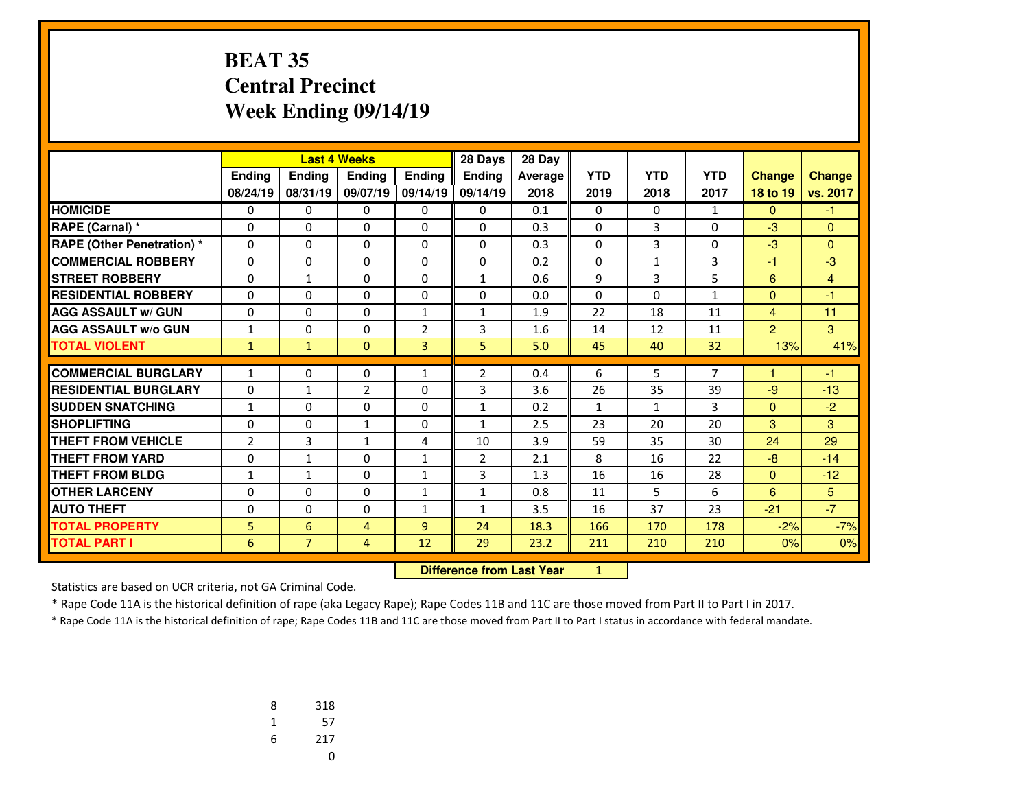# BEAT 35
## Central Precinct
## Week Ending 09/14/19

| | Last 4 Weeks | | | | 28 Days | 28 Day | | | | | |
|---|---|---|---|---|---|---|---|---|---|---|---|
| | Ending 08/24/19 | Ending 08/31/19 | Ending 09/07/19 | Ending 09/14/19 | Ending 09/14/19 | Average 2018 | YTD 2019 | YTD 2018 | YTD 2017 | Change 18 to 19 | Change vs. 2017 |
| HOMICIDE | 0 | 0 | 0 | 0 | 0 | 0.1 | 0 | 0 | 1 | 0 | -1 |
| RAPE (Carnal) * | 0 | 0 | 0 | 0 | 0 | 0.3 | 0 | 3 | 0 | -3 | 0 |
| RAPE (Other Penetration) * | 0 | 0 | 0 | 0 | 0 | 0.3 | 0 | 3 | 0 | -3 | 0 |
| COMMERCIAL ROBBERY | 0 | 0 | 0 | 0 | 0 | 0.2 | 0 | 1 | 3 | -1 | -3 |
| STREET ROBBERY | 0 | 1 | 0 | 0 | 1 | 0.6 | 9 | 3 | 5 | 6 | 4 |
| RESIDENTIAL ROBBERY | 0 | 0 | 0 | 0 | 0 | 0.0 | 0 | 0 | 1 | 0 | -1 |
| AGG ASSAULT w/ GUN | 0 | 0 | 0 | 1 | 1 | 1.9 | 22 | 18 | 11 | 4 | 11 |
| AGG ASSAULT w/o GUN | 1 | 0 | 0 | 2 | 3 | 1.6 | 14 | 12 | 11 | 2 | 3 |
| TOTAL VIOLENT | 1 | 1 | 0 | 3 | 5 | 5.0 | 45 | 40 | 32 | 13% | 41% |
| COMMERCIAL BURGLARY | 1 | 0 | 0 | 1 | 2 | 0.4 | 6 | 5 | 7 | 1 | -1 |
| RESIDENTIAL BURGLARY | 0 | 1 | 2 | 0 | 3 | 3.6 | 26 | 35 | 39 | -9 | -13 |
| SUDDEN SNATCHING | 1 | 0 | 0 | 0 | 1 | 0.2 | 1 | 1 | 3 | 0 | -2 |
| SHOPLIFTING | 0 | 0 | 1 | 0 | 1 | 2.5 | 23 | 20 | 20 | 3 | 3 |
| THEFT FROM VEHICLE | 2 | 3 | 1 | 4 | 10 | 3.9 | 59 | 35 | 30 | 24 | 29 |
| THEFT FROM YARD | 0 | 1 | 0 | 1 | 2 | 2.1 | 8 | 16 | 22 | -8 | -14 |
| THEFT FROM BLDG | 1 | 1 | 0 | 1 | 3 | 1.3 | 16 | 16 | 28 | 0 | -12 |
| OTHER LARCENY | 0 | 0 | 0 | 1 | 1 | 0.8 | 11 | 5 | 6 | 6 | 5 |
| AUTO THEFT | 0 | 0 | 0 | 1 | 1 | 3.5 | 16 | 37 | 23 | -21 | -7 |
| TOTAL PROPERTY | 5 | 6 | 4 | 9 | 24 | 18.3 | 166 | 170 | 178 | -2% | -7% |
| TOTAL PART I | 6 | 7 | 4 | 12 | 29 | 23.2 | 211 | 210 | 210 | 0% | 0% |

**Difference from Last Year** 1

Statistics are based on UCR criteria, not GA Criminal Code.

* Rape Code 11A is the historical definition of rape (aka Legacy Rape); Rape Codes 11B and 11C are those moved from Part II to Part I in 2017.

* Rape Code 11A is the historical definition of rape; Rape Codes 11B and 11C are those moved from Part II to Part I status in accordance with federal mandate.

| | |
|---|---|
| 8 | 318 |
| 1 | 57 |
| 6 | 217 |
| | 0 |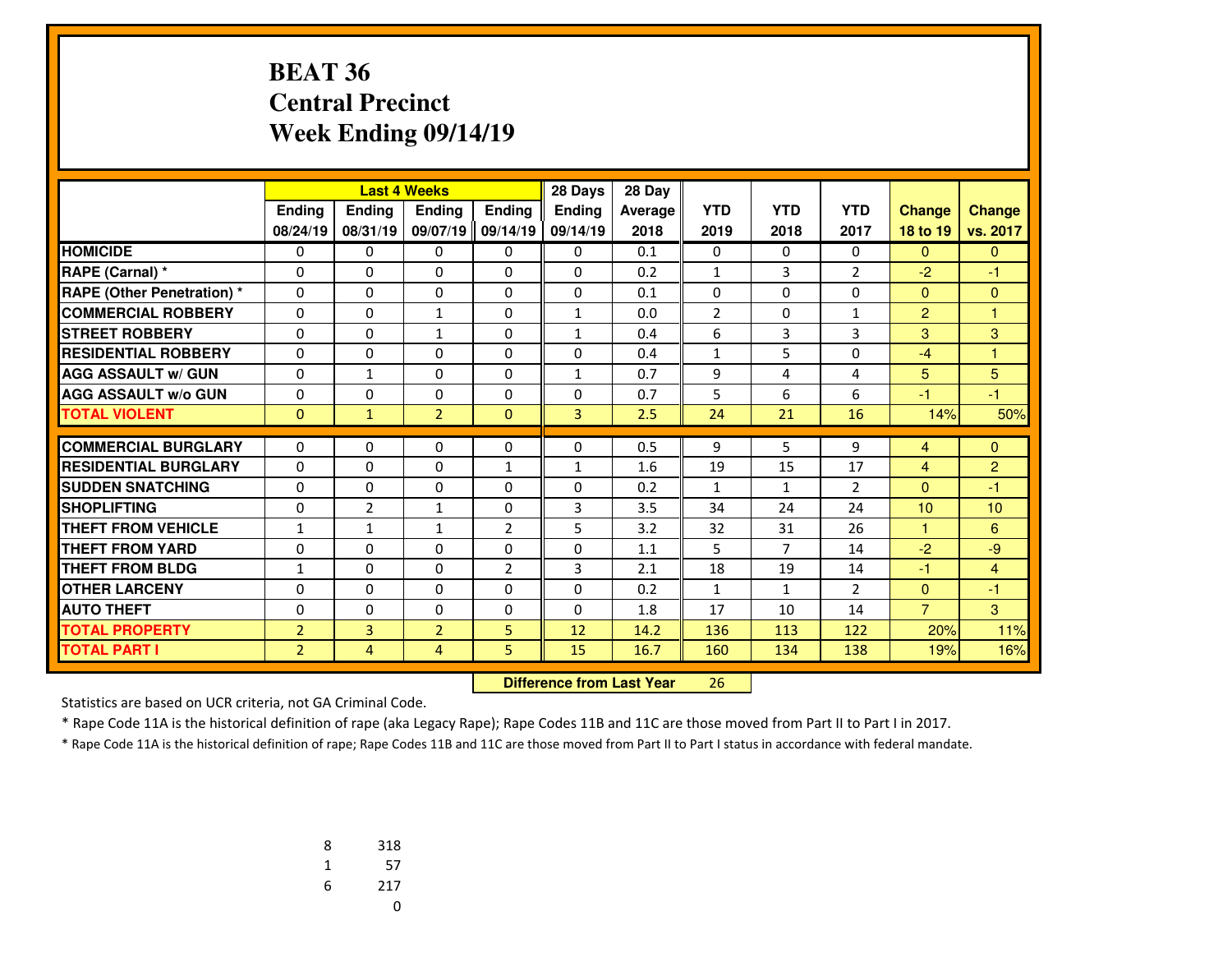# BEAT 36
# Central Precinct
# Week Ending 09/14/19

| | Last 4 Weeks | | | | 28 Days | 28 Day | | | | | |
|---|---|---|---|---|---|---|---|---|---|---|---|
| | Ending 08/24/19 | Ending 08/31/19 | Ending 09/07/19 | Ending 09/14/19 | Ending 09/14/19 | Average 2018 | YTD 2019 | YTD 2018 | YTD 2017 | Change 18 to 19 | Change vs. 2017 |
| HOMICIDE | 0 | 0 | 0 | 0 | 0 | 0.1 | 0 | 0 | 0 | 0 | 0 |
| RAPE (Carnal) * | 0 | 0 | 0 | 0 | 0 | 0.2 | 1 | 3 | 2 | -2 | -1 |
| RAPE (Other Penetration) * | 0 | 0 | 0 | 0 | 0 | 0.1 | 0 | 0 | 0 | 0 | 0 |
| COMMERCIAL ROBBERY | 0 | 0 | 1 | 0 | 1 | 0.0 | 2 | 0 | 1 | 2 | 1 |
| STREET ROBBERY | 0 | 0 | 1 | 0 | 1 | 0.4 | 6 | 3 | 3 | 3 | 3 |
| RESIDENTIAL ROBBERY | 0 | 0 | 0 | 0 | 0 | 0.4 | 1 | 5 | 0 | -4 | 1 |
| AGG ASSAULT w/ GUN | 0 | 1 | 0 | 0 | 1 | 0.7 | 9 | 4 | 4 | 5 | 5 |
| AGG ASSAULT w/o GUN | 0 | 0 | 0 | 0 | 0 | 0.7 | 5 | 6 | 6 | -1 | -1 |
| TOTAL VIOLENT | 0 | 1 | 2 | 0 | 3 | 2.5 | 24 | 21 | 16 | 14% | 50% |
| COMMERCIAL BURGLARY | 0 | 0 | 0 | 0 | 0 | 0.5 | 9 | 5 | 9 | 4 | 0 |
| RESIDENTIAL BURGLARY | 0 | 0 | 0 | 1 | 1 | 1.6 | 19 | 15 | 17 | 4 | 2 |
| SUDDEN SNATCHING | 0 | 0 | 0 | 0 | 0 | 0.2 | 1 | 1 | 2 | 0 | -1 |
| SHOPLIFTING | 0 | 2 | 1 | 0 | 3 | 3.5 | 34 | 24 | 24 | 10 | 10 |
| THEFT FROM VEHICLE | 1 | 1 | 1 | 2 | 5 | 3.2 | 32 | 31 | 26 | 1 | 6 |
| THEFT FROM YARD | 0 | 0 | 0 | 0 | 0 | 1.1 | 5 | 7 | 14 | -2 | -9 |
| THEFT FROM BLDG | 1 | 0 | 0 | 2 | 3 | 2.1 | 18 | 19 | 14 | -1 | 4 |
| OTHER LARCENY | 0 | 0 | 0 | 0 | 0 | 0.2 | 1 | 1 | 2 | 0 | -1 |
| AUTO THEFT | 0 | 0 | 0 | 0 | 0 | 1.8 | 17 | 10 | 14 | 7 | 3 |
| TOTAL PROPERTY | 2 | 3 | 2 | 5 | 12 | 14.2 | 136 | 113 | 122 | 20% | 11% |
| TOTAL PART I | 2 | 4 | 4 | 5 | 15 | 16.7 | 160 | 134 | 138 | 19% | 16% |

**Difference from Last Year** 26

Statistics are based on UCR criteria, not GA Criminal Code.

* Rape Code 11A is the historical definition of rape (aka Legacy Rape); Rape Codes 11B and 11C are those moved from Part II to Part I in 2017.

* Rape Code 11A is the historical definition of rape; Rape Codes 11B and 11C are those moved from Part II to Part I status in accordance with federal mandate.

| | |
|---|---|
| 8 | 318 |
| 1 | 57 |
| 6 | 217 |
| | 0 |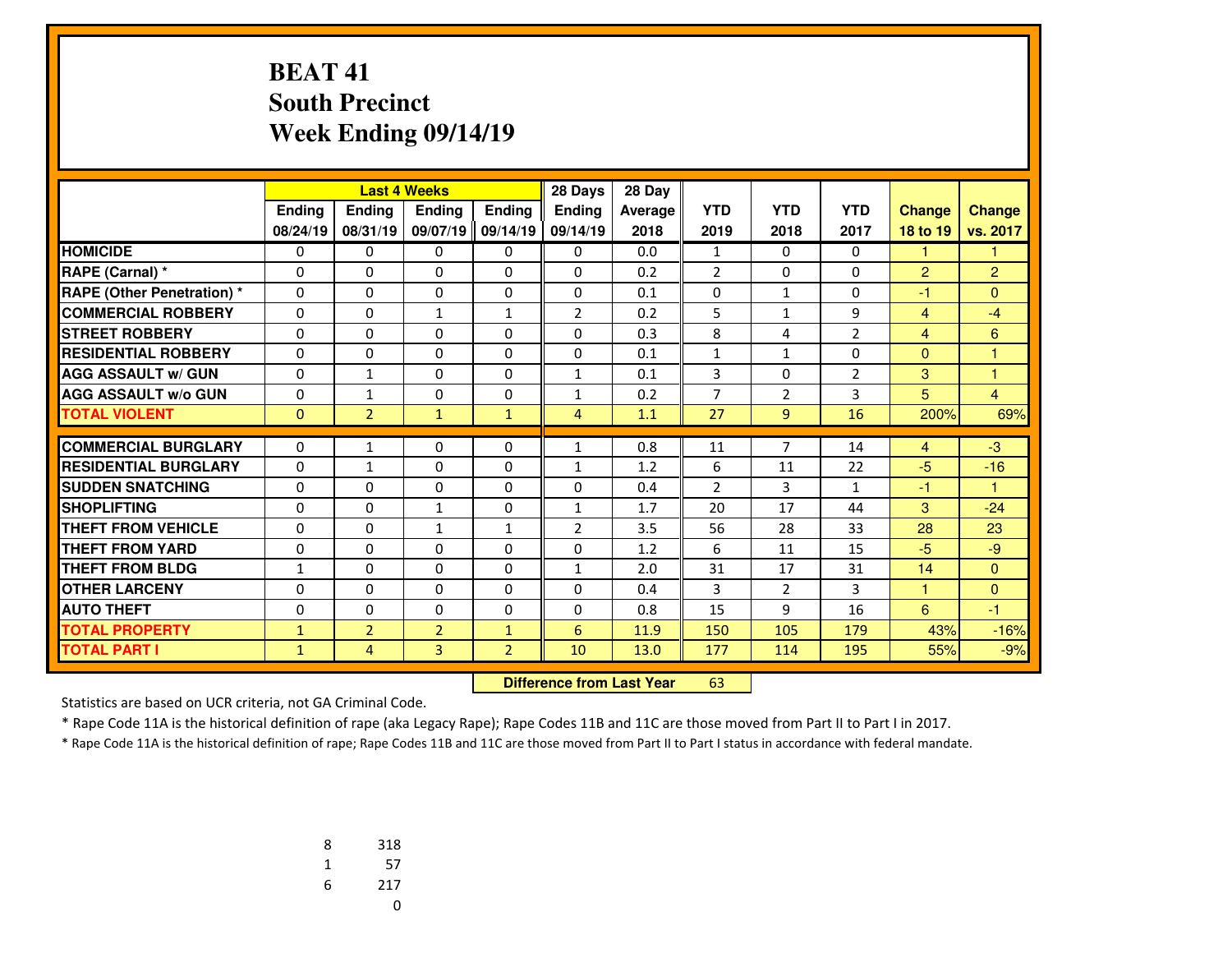# BEAT 41
## South Precinct
## Week Ending 09/14/19

| | Last 4 Weeks | | | | 28 Days | 28 Day | | | | | |
|---|---|---|---|---|---|---|---|---|---|---|---|
| | Ending 08/24/19 | Ending 08/31/19 | Ending 09/07/19 | Ending 09/14/19 | Ending 09/14/19 | Average 2018 | YTD 2019 | YTD 2018 | YTD 2017 | Change 18 to 19 | Change vs. 2017 |
| HOMICIDE | 0 | 0 | 0 | 0 | 0 | 0.0 | 1 | 0 | 0 | 1 | 1 |
| RAPE (Carnal) * | 0 | 0 | 0 | 0 | 0 | 0.2 | 2 | 0 | 0 | 2 | 2 |
| RAPE (Other Penetration) * | 0 | 0 | 0 | 0 | 0 | 0.1 | 0 | 1 | 0 | -1 | 0 |
| COMMERCIAL ROBBERY | 0 | 0 | 1 | 1 | 2 | 0.2 | 5 | 1 | 9 | 4 | -4 |
| STREET ROBBERY | 0 | 0 | 0 | 0 | 0 | 0.3 | 8 | 4 | 2 | 4 | 6 |
| RESIDENTIAL ROBBERY | 0 | 0 | 0 | 0 | 0 | 0.1 | 1 | 1 | 0 | 0 | 1 |
| AGG ASSAULT w/ GUN | 0 | 1 | 0 | 0 | 1 | 0.1 | 3 | 0 | 2 | 3 | 1 |
| AGG ASSAULT w/o GUN | 0 | 1 | 0 | 0 | 1 | 0.2 | 7 | 2 | 3 | 5 | 4 |
| TOTAL VIOLENT | 0 | 2 | 1 | 1 | 4 | 1.1 | 27 | 9 | 16 | 200% | 69% |
| COMMERCIAL BURGLARY | 0 | 1 | 0 | 0 | 1 | 0.8 | 11 | 7 | 14 | 4 | -3 |
| RESIDENTIAL BURGLARY | 0 | 1 | 0 | 0 | 1 | 1.2 | 6 | 11 | 22 | -5 | -16 |
| SUDDEN SNATCHING | 0 | 0 | 0 | 0 | 0 | 0.4 | 2 | 3 | 1 | -1 | 1 |
| SHOPLIFTING | 0 | 0 | 1 | 0 | 1 | 1.7 | 20 | 17 | 44 | 3 | -24 |
| THEFT FROM VEHICLE | 0 | 0 | 1 | 1 | 2 | 3.5 | 56 | 28 | 33 | 28 | 23 |
| THEFT FROM YARD | 0 | 0 | 0 | 0 | 0 | 1.2 | 6 | 11 | 15 | -5 | -9 |
| THEFT FROM BLDG | 1 | 0 | 0 | 0 | 1 | 2.0 | 31 | 17 | 31 | 14 | 0 |
| OTHER LARCENY | 0 | 0 | 0 | 0 | 0 | 0.4 | 3 | 2 | 3 | 1 | 0 |
| AUTO THEFT | 0 | 0 | 0 | 0 | 0 | 0.8 | 15 | 9 | 16 | 6 | -1 |
| TOTAL PROPERTY | 1 | 2 | 2 | 1 | 6 | 11.9 | 150 | 105 | 179 | 43% | -16% |
| TOTAL PART I | 1 | 4 | 3 | 2 | 10 | 13.0 | 177 | 114 | 195 | 55% | -9% |

**Difference from Last Year** 63

Statistics are based on UCR criteria, not GA Criminal Code.

* Rape Code 11A is the historical definition of rape (aka Legacy Rape); Rape Codes 11B and 11C are those moved from Part II to Part I in 2017.

* Rape Code 11A is the historical definition of rape; Rape Codes 11B and 11C are those moved from Part II to Part I status in accordance with federal mandate.

| | |
|---|---|
| 8 | 318 |
| 1 | 57 |
| 6 | 217 |
| | 0 |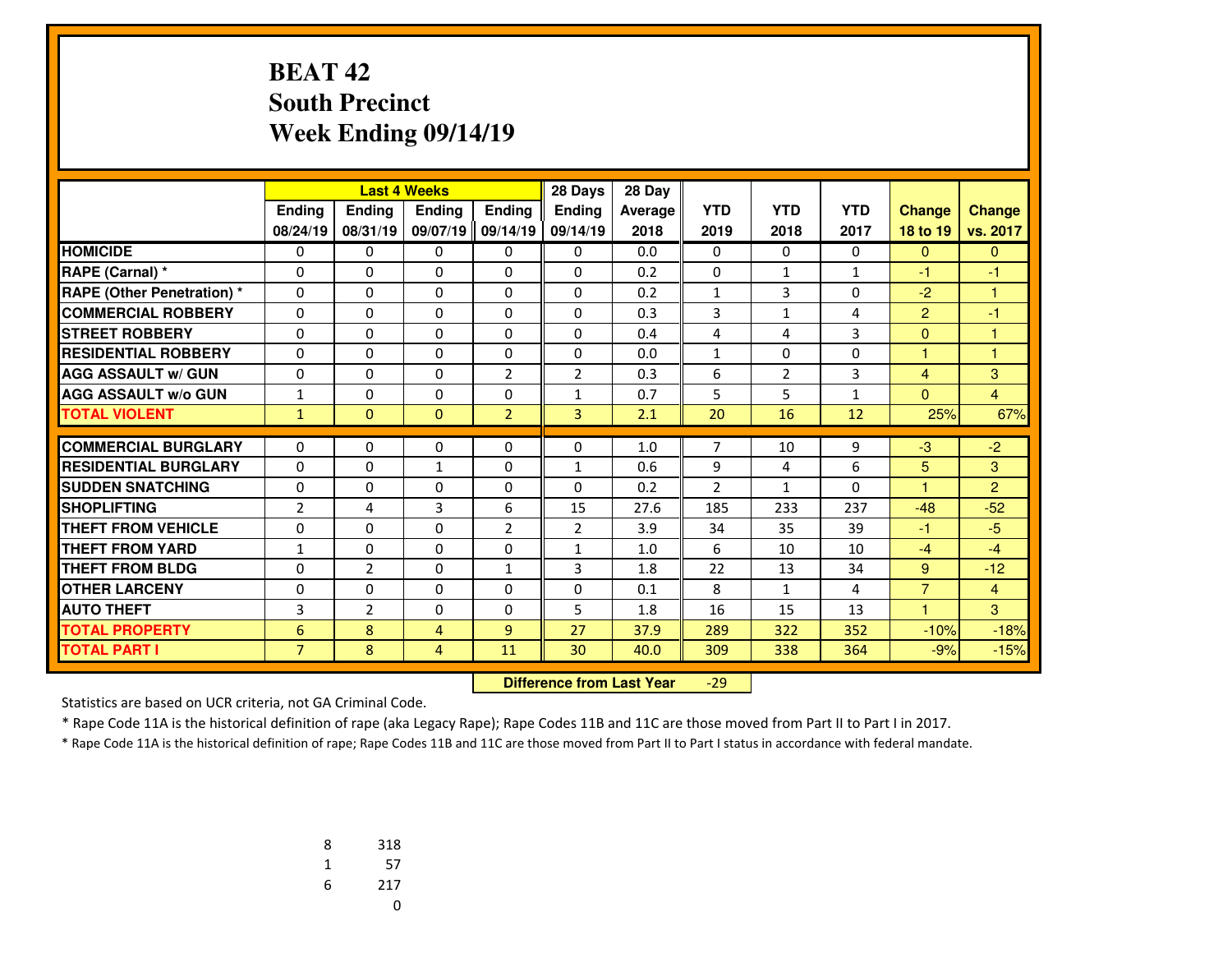# BEAT 42
## South Precinct
## Week Ending 09/14/19

| | Last 4 Weeks | | | | 28 Days | 28 Day | | | | | |
|---|---|---|---|---|---|---|---|---|---|---|---|
| | Ending 08/24/19 | Ending 08/31/19 | Ending 09/07/19 | Ending 09/14/19 | Ending 09/14/19 | Average 2018 | YTD 2019 | YTD 2018 | YTD 2017 | Change 18 to 19 | Change vs. 2017 |
| HOMICIDE | 0 | 0 | 0 | 0 | 0 | 0.0 | 0 | 0 | 0 | 0 | 0 |
| RAPE (Carnal) * | 0 | 0 | 0 | 0 | 0 | 0.2 | 0 | 1 | 1 | -1 | -1 |
| RAPE (Other Penetration) * | 0 | 0 | 0 | 0 | 0 | 0.2 | 1 | 3 | 0 | -2 | 1 |
| COMMERCIAL ROBBERY | 0 | 0 | 0 | 0 | 0 | 0.3 | 3 | 1 | 4 | 2 | -1 |
| STREET ROBBERY | 0 | 0 | 0 | 0 | 0 | 0.4 | 4 | 4 | 3 | 0 | 1 |
| RESIDENTIAL ROBBERY | 0 | 0 | 0 | 0 | 0 | 0.0 | 1 | 0 | 0 | 1 | 1 |
| AGG ASSAULT w/ GUN | 0 | 0 | 0 | 2 | 2 | 0.3 | 6 | 2 | 3 | 4 | 3 |
| AGG ASSAULT w/o GUN | 1 | 0 | 0 | 0 | 1 | 0.7 | 5 | 5 | 1 | 0 | 4 |
| TOTAL VIOLENT | 1 | 0 | 0 | 2 | 3 | 2.1 | 20 | 16 | 12 | 25% | 67% |
| COMMERCIAL BURGLARY | 0 | 0 | 0 | 0 | 0 | 1.0 | 7 | 10 | 9 | -3 | -2 |
| RESIDENTIAL BURGLARY | 0 | 0 | 1 | 0 | 1 | 0.6 | 9 | 4 | 6 | 5 | 3 |
| SUDDEN SNATCHING | 0 | 0 | 0 | 0 | 0 | 0.2 | 2 | 1 | 0 | 1 | 2 |
| SHOPLIFTING | 2 | 4 | 3 | 6 | 15 | 27.6 | 185 | 233 | 237 | -48 | -52 |
| THEFT FROM VEHICLE | 0 | 0 | 0 | 2 | 2 | 3.9 | 34 | 35 | 39 | -1 | -5 |
| THEFT FROM YARD | 1 | 0 | 0 | 0 | 1 | 1.0 | 6 | 10 | 10 | -4 | -4 |
| THEFT FROM BLDG | 0 | 2 | 0 | 1 | 3 | 1.8 | 22 | 13 | 34 | 9 | -12 |
| OTHER LARCENY | 0 | 0 | 0 | 0 | 0 | 0.1 | 8 | 1 | 4 | 7 | 4 |
| AUTO THEFT | 3 | 2 | 0 | 0 | 5 | 1.8 | 16 | 15 | 13 | 1 | 3 |
| TOTAL PROPERTY | 6 | 8 | 4 | 9 | 27 | 37.9 | 289 | 322 | 352 | -10% | -18% |
| TOTAL PART I | 7 | 8 | 4 | 11 | 30 | 40.0 | 309 | 338 | 364 | -9% | -15% |

**Difference from Last Year** -29

Statistics are based on UCR criteria, not GA Criminal Code.

* Rape Code 11A is the historical definition of rape (aka Legacy Rape); Rape Codes 11B and 11C are those moved from Part II to Part I in 2017.

* Rape Code 11A is the historical definition of rape; Rape Codes 11B and 11C are those moved from Part II to Part I status in accordance with federal mandate.

| | |
|---|---|
| 8 | 318 |
| 1 | 57 |
| 6 | 217 |
| | 0 |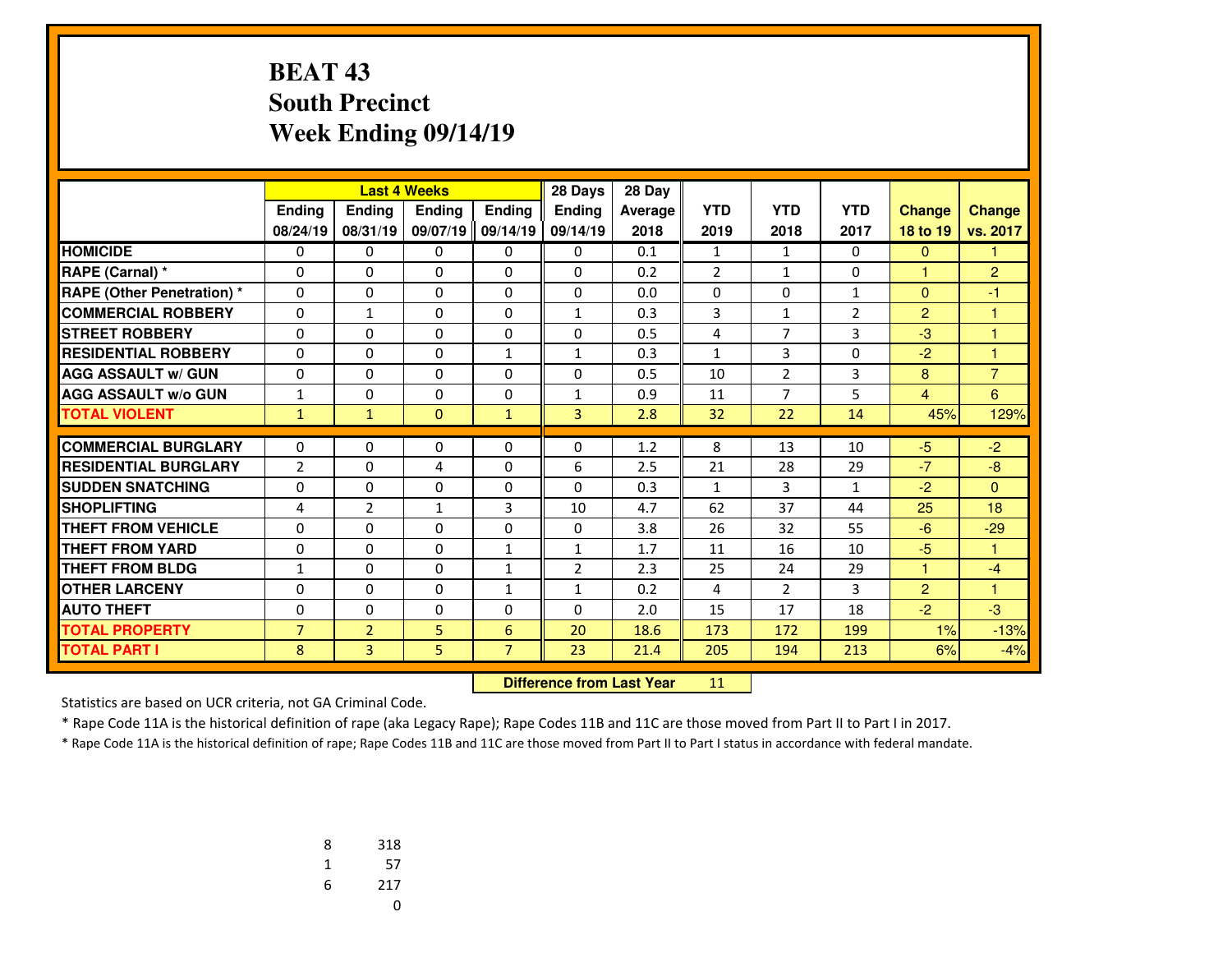# BEAT 43
## South Precinct
## Week Ending 09/14/19

| | Last 4 Weeks | | | | 28 Days | 28 Day | | | | | |
|---|---|---|---|---|---|---|---|---|---|---|---|
| | Ending 08/24/19 | Ending 08/31/19 | Ending 09/07/19 | Ending 09/14/19 | Ending 09/14/19 | Average 2018 | YTD 2019 | YTD 2018 | YTD 2017 | Change 18 to 19 | Change vs. 2017 |
| HOMICIDE | 0 | 0 | 0 | 0 | 0 | 0.1 | 1 | 1 | 0 | 0 | 1 |
| RAPE (Carnal) * | 0 | 0 | 0 | 0 | 0 | 0.2 | 2 | 1 | 0 | 1 | 2 |
| RAPE (Other Penetration) * | 0 | 0 | 0 | 0 | 0 | 0.0 | 0 | 0 | 1 | 0 | -1 |
| COMMERCIAL ROBBERY | 0 | 1 | 0 | 0 | 1 | 0.3 | 3 | 1 | 2 | 2 | 1 |
| STREET ROBBERY | 0 | 0 | 0 | 0 | 0 | 0.5 | 4 | 7 | 3 | -3 | 1 |
| RESIDENTIAL ROBBERY | 0 | 0 | 0 | 1 | 1 | 0.3 | 1 | 3 | 0 | -2 | 1 |
| AGG ASSAULT w/ GUN | 0 | 0 | 0 | 0 | 0 | 0.5 | 10 | 2 | 3 | 8 | 7 |
| AGG ASSAULT w/o GUN | 1 | 0 | 0 | 0 | 1 | 0.9 | 11 | 7 | 5 | 4 | 6 |
| TOTAL VIOLENT | 1 | 1 | 0 | 1 | 3 | 2.8 | 32 | 22 | 14 | 45% | 129% |
| COMMERCIAL BURGLARY | 0 | 0 | 0 | 0 | 0 | 1.2 | 8 | 13 | 10 | -5 | -2 |
| RESIDENTIAL BURGLARY | 2 | 0 | 4 | 0 | 6 | 2.5 | 21 | 28 | 29 | -7 | -8 |
| SUDDEN SNATCHING | 0 | 0 | 0 | 0 | 0 | 0.3 | 1 | 3 | 1 | -2 | 0 |
| SHOPLIFTING | 4 | 2 | 1 | 3 | 10 | 4.7 | 62 | 37 | 44 | 25 | 18 |
| THEFT FROM VEHICLE | 0 | 0 | 0 | 0 | 0 | 3.8 | 26 | 32 | 55 | -6 | -29 |
| THEFT FROM YARD | 0 | 0 | 0 | 1 | 1 | 1.7 | 11 | 16 | 10 | -5 | 1 |
| THEFT FROM BLDG | 1 | 0 | 0 | 1 | 2 | 2.3 | 25 | 24 | 29 | 1 | -4 |
| OTHER LARCENY | 0 | 0 | 0 | 1 | 1 | 0.2 | 4 | 2 | 3 | 2 | 1 |
| AUTO THEFT | 0 | 0 | 0 | 0 | 0 | 2.0 | 15 | 17 | 18 | -2 | -3 |
| TOTAL PROPERTY | 7 | 2 | 5 | 6 | 20 | 18.6 | 173 | 172 | 199 | 1% | -13% |
| TOTAL PART I | 8 | 3 | 5 | 7 | 23 | 21.4 | 205 | 194 | 213 | 6% | -4% |

**Difference from Last Year** 11

Statistics are based on UCR criteria, not GA Criminal Code.

* Rape Code 11A is the historical definition of rape (aka Legacy Rape); Rape Codes 11B and 11C are those moved from Part II to Part I in 2017.

* Rape Code 11A is the historical definition of rape; Rape Codes 11B and 11C are those moved from Part II to Part I status in accordance with federal mandate.

| | |
|---|---|
| 8 | 318 |
| 1 | 57 |
| 6 | 217 |
| | 0 |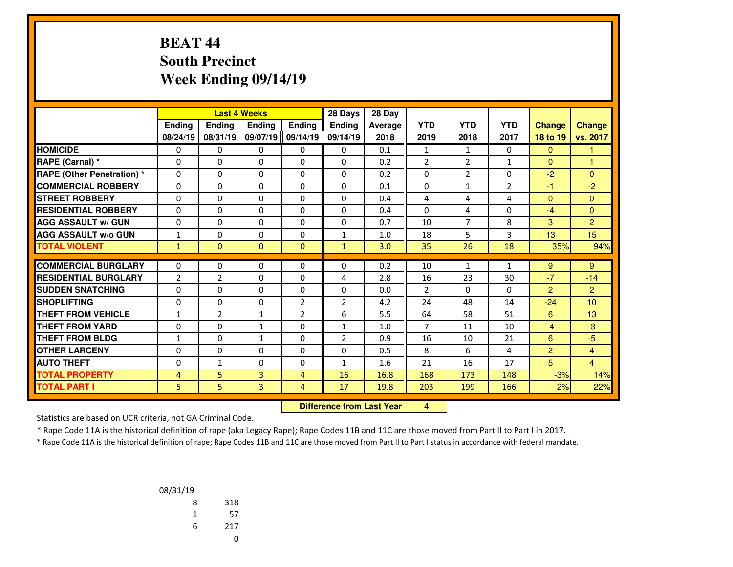# BEAT 44
## South Precinct
## Week Ending 09/14/19

| | Last 4 Weeks | | | | 28 Days | 28 Day | | | | | |
|---|---|---|---|---|---|---|---|---|---|---|---|
| | Ending 08/24/19 | Ending 08/31/19 | Ending 09/07/19 | Ending 09/14/19 | Ending 09/14/19 | Average 2018 | YTD 2019 | YTD 2018 | YTD 2017 | Change 18 to 19 | Change vs. 2017 |
| HOMICIDE | 0 | 0 | 0 | 0 | 0 | 0.1 | 1 | 1 | 0 | 0 | 1 |
| RAPE (Carnal) * | 0 | 0 | 0 | 0 | 0 | 0.2 | 2 | 2 | 1 | 0 | 1 |
| RAPE (Other Penetration) * | 0 | 0 | 0 | 0 | 0 | 0.2 | 0 | 2 | 0 | -2 | 0 |
| COMMERCIAL ROBBERY | 0 | 0 | 0 | 0 | 0 | 0.1 | 0 | 1 | 2 | -1 | -2 |
| STREET ROBBERY | 0 | 0 | 0 | 0 | 0 | 0.4 | 4 | 4 | 4 | 0 | 0 |
| RESIDENTIAL ROBBERY | 0 | 0 | 0 | 0 | 0 | 0.4 | 0 | 4 | 0 | -4 | 0 |
| AGG ASSAULT w/ GUN | 0 | 0 | 0 | 0 | 0 | 0.7 | 10 | 7 | 8 | 3 | 2 |
| AGG ASSAULT w/o GUN | 1 | 0 | 0 | 0 | 1 | 1.0 | 18 | 5 | 3 | 13 | 15 |
| TOTAL VIOLENT | 1 | 0 | 0 | 0 | 1 | 3.0 | 35 | 26 | 18 | 35% | 94% |
| COMMERCIAL BURGLARY | 0 | 0 | 0 | 0 | 0 | 0.2 | 10 | 1 | 1 | 9 | 9 |
| RESIDENTIAL BURGLARY | 2 | 2 | 0 | 0 | 4 | 2.8 | 16 | 23 | 30 | -7 | -14 |
| SUDDEN SNATCHING | 0 | 0 | 0 | 0 | 0 | 0.0 | 2 | 0 | 0 | 2 | 2 |
| SHOPLIFTING | 0 | 0 | 0 | 2 | 2 | 4.2 | 24 | 48 | 14 | -24 | 10 |
| THEFT FROM VEHICLE | 1 | 2 | 1 | 2 | 6 | 5.5 | 64 | 58 | 51 | 6 | 13 |
| THEFT FROM YARD | 0 | 0 | 1 | 0 | 1 | 1.0 | 7 | 11 | 10 | -4 | -3 |
| THEFT FROM BLDG | 1 | 0 | 1 | 0 | 2 | 0.9 | 16 | 10 | 21 | 6 | -5 |
| OTHER LARCENY | 0 | 0 | 0 | 0 | 0 | 0.5 | 8 | 6 | 4 | 2 | 4 |
| AUTO THEFT | 0 | 1 | 0 | 0 | 1 | 1.6 | 21 | 16 | 17 | 5 | 4 |
| TOTAL PROPERTY | 4 | 5 | 3 | 4 | 16 | 16.8 | 168 | 173 | 148 | -3% | 14% |
| TOTAL PART I | 5 | 5 | 3 | 4 | 17 | 19.8 | 203 | 199 | 166 | 2% | 22% |

**Difference from Last Year** 4

Statistics are based on UCR criteria, not GA Criminal Code.

* Rape Code 11A is the historical definition of rape (aka Legacy Rape); Rape Codes 11B and 11C are those moved from Part II to Part I in 2017.

* Rape Code 11A is the historical definition of rape; Rape Codes 11B and 11C are those moved from Part II to Part I status in accordance with federal mandate.

| 08/31/19 | |
|---|---|
| 8 | 318 |
| 1 | 57 |
| 6 | 217 |
| | 0 |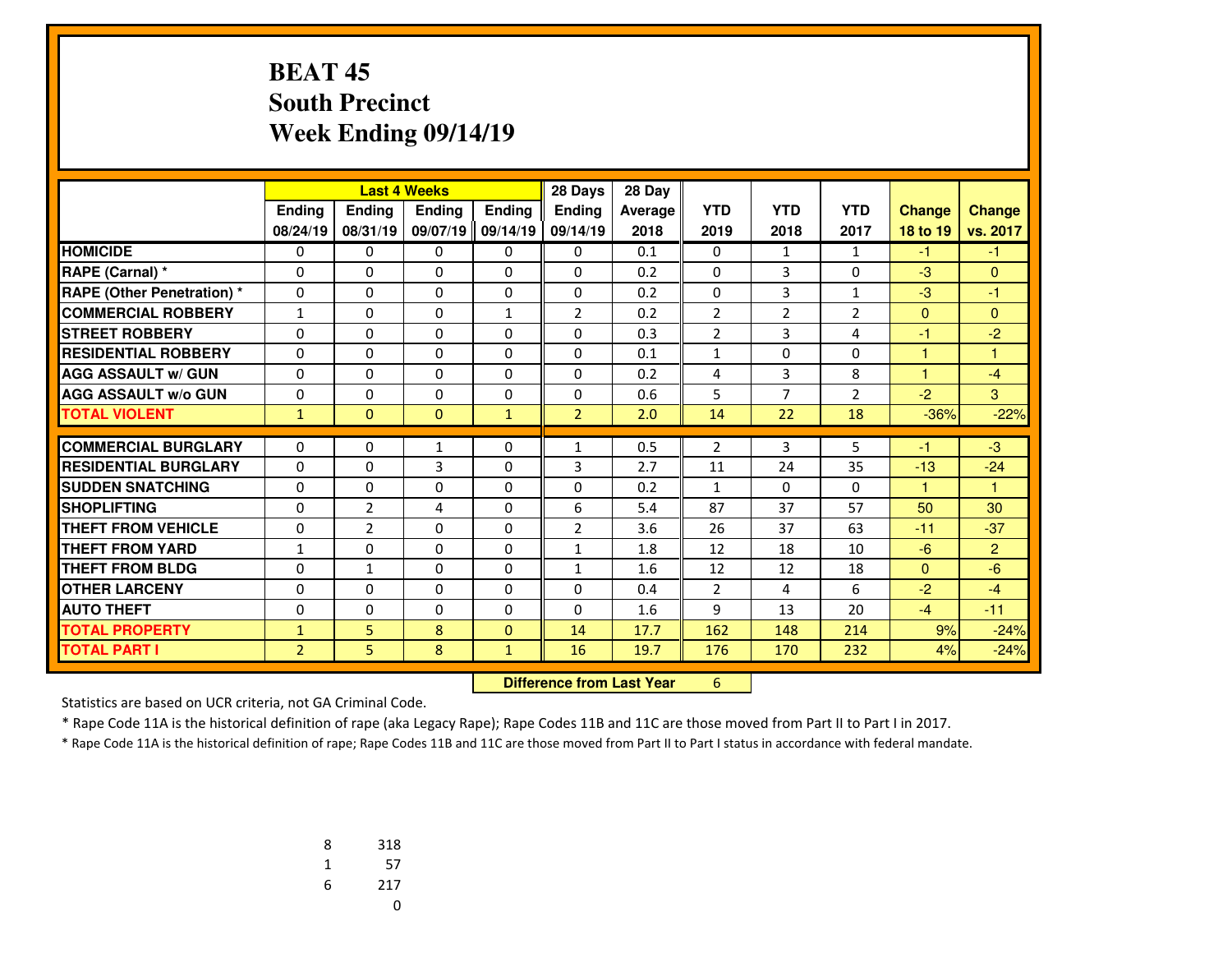# BEAT 45
## South Precinct
## Week Ending 09/14/19

| | Last 4 Weeks | | | | 28 Days | 28 Day | | | | | |
|---|---|---|---|---|---|---|---|---|---|---|---|
| | Ending 08/24/19 | Ending 08/31/19 | Ending 09/07/19 | Ending 09/14/19 | Ending 09/14/19 | Average 2018 | YTD 2019 | YTD 2018 | YTD 2017 | Change 18 to 19 | Change vs. 2017 |
| HOMICIDE | 0 | 0 | 0 | 0 | 0 | 0.1 | 0 | 1 | 1 | -1 | -1 |
| RAPE (Carnal) * | 0 | 0 | 0 | 0 | 0 | 0.2 | 0 | 3 | 0 | -3 | 0 |
| RAPE (Other Penetration) * | 0 | 0 | 0 | 0 | 0 | 0.2 | 0 | 3 | 1 | -3 | -1 |
| COMMERCIAL ROBBERY | 1 | 0 | 0 | 1 | 2 | 0.2 | 2 | 2 | 2 | 0 | 0 |
| STREET ROBBERY | 0 | 0 | 0 | 0 | 0 | 0.3 | 2 | 3 | 4 | -1 | -2 |
| RESIDENTIAL ROBBERY | 0 | 0 | 0 | 0 | 0 | 0.1 | 1 | 0 | 0 | 1 | 1 |
| AGG ASSAULT w/ GUN | 0 | 0 | 0 | 0 | 0 | 0.2 | 4 | 3 | 8 | 1 | -4 |
| AGG ASSAULT w/o GUN | 0 | 0 | 0 | 0 | 0 | 0.6 | 5 | 7 | 2 | -2 | 3 |
| TOTAL VIOLENT | 1 | 0 | 0 | 1 | 2 | 2.0 | 14 | 22 | 18 | -36% | -22% |
| COMMERCIAL BURGLARY | 0 | 0 | 1 | 0 | 1 | 0.5 | 2 | 3 | 5 | -1 | -3 |
| RESIDENTIAL BURGLARY | 0 | 0 | 3 | 0 | 3 | 2.7 | 11 | 24 | 35 | -13 | -24 |
| SUDDEN SNATCHING | 0 | 0 | 0 | 0 | 0 | 0.2 | 1 | 0 | 0 | 1 | 1 |
| SHOPLIFTING | 0 | 2 | 4 | 0 | 6 | 5.4 | 87 | 37 | 57 | 50 | 30 |
| THEFT FROM VEHICLE | 0 | 2 | 0 | 0 | 2 | 3.6 | 26 | 37 | 63 | -11 | -37 |
| THEFT FROM YARD | 1 | 0 | 0 | 0 | 1 | 1.8 | 12 | 18 | 10 | -6 | 2 |
| THEFT FROM BLDG | 0 | 1 | 0 | 0 | 1 | 1.6 | 12 | 12 | 18 | 0 | -6 |
| OTHER LARCENY | 0 | 0 | 0 | 0 | 0 | 0.4 | 2 | 4 | 6 | -2 | -4 |
| AUTO THEFT | 0 | 0 | 0 | 0 | 0 | 1.6 | 9 | 13 | 20 | -4 | -11 |
| TOTAL PROPERTY | 1 | 5 | 8 | 0 | 14 | 17.7 | 162 | 148 | 214 | 9% | -24% |
| TOTAL PART I | 2 | 5 | 8 | 1 | 16 | 19.7 | 176 | 170 | 232 | 4% | -24% |

**Difference from Last Year** 6

Statistics are based on UCR criteria, not GA Criminal Code.

* Rape Code 11A is the historical definition of rape (aka Legacy Rape); Rape Codes 11B and 11C are those moved from Part II to Part I in 2017.

* Rape Code 11A is the historical definition of rape; Rape Codes 11B and 11C are those moved from Part II to Part I status in accordance with federal mandate.

| | |
|---|---|
| 8 | 318 |
| 1 | 57 |
| 6 | 217 |
| | 0 |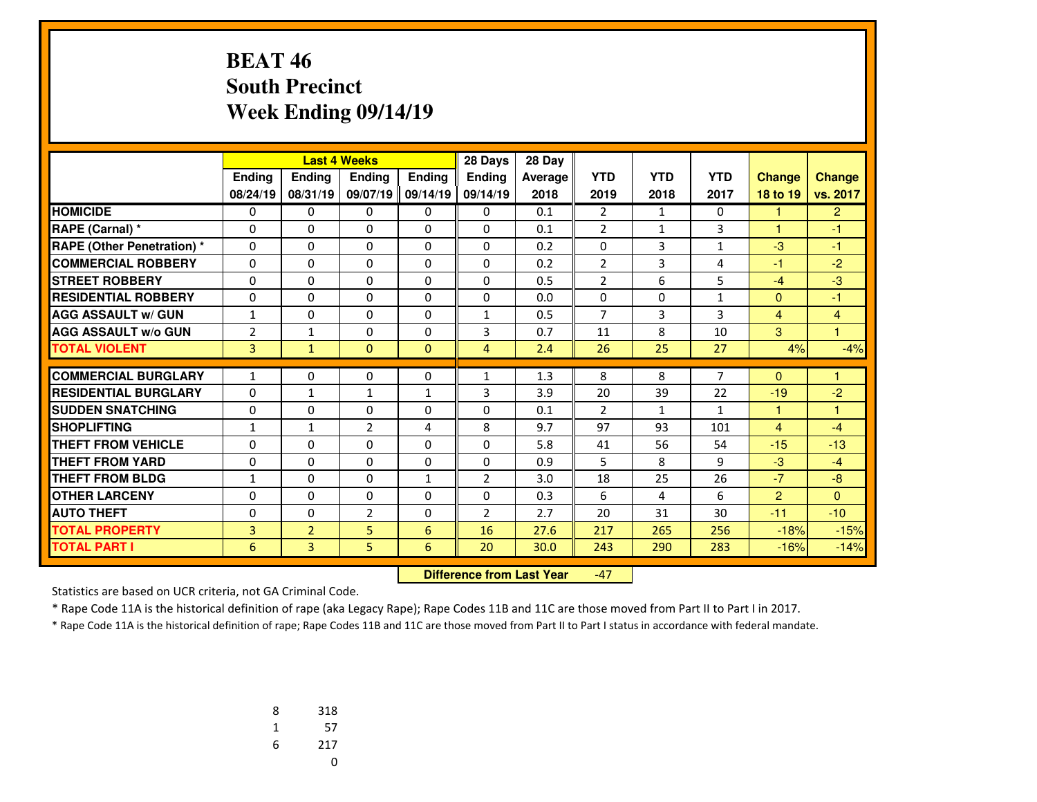# BEAT 46
## South Precinct
## Week Ending 09/14/19

| | Last 4 Weeks | | | | 28 Days | 28 Day | | | | | |
|---|---|---|---|---|---|---|---|---|---|---|---|
| | Ending 08/24/19 | Ending 08/31/19 | Ending 09/07/19 | Ending 09/14/19 | Ending 09/14/19 | Average 2018 | YTD 2019 | YTD 2018 | YTD 2017 | Change 18 to 19 | Change vs. 2017 |
| HOMICIDE | 0 | 0 | 0 | 0 | 0 | 0.1 | 2 | 1 | 0 | 1 | 2 |
| RAPE (Carnal) * | 0 | 0 | 0 | 0 | 0 | 0.1 | 2 | 1 | 3 | 1 | -1 |
| RAPE (Other Penetration) * | 0 | 0 | 0 | 0 | 0 | 0.2 | 0 | 3 | 1 | -3 | -1 |
| COMMERCIAL ROBBERY | 0 | 0 | 0 | 0 | 0 | 0.2 | 2 | 3 | 4 | -1 | -2 |
| STREET ROBBERY | 0 | 0 | 0 | 0 | 0 | 0.5 | 2 | 6 | 5 | -4 | -3 |
| RESIDENTIAL ROBBERY | 0 | 0 | 0 | 0 | 0 | 0.0 | 0 | 0 | 1 | 0 | -1 |
| AGG ASSAULT w/ GUN | 1 | 0 | 0 | 0 | 1 | 0.5 | 7 | 3 | 3 | 4 | 4 |
| AGG ASSAULT w/o GUN | 2 | 1 | 0 | 0 | 3 | 0.7 | 11 | 8 | 10 | 3 | 1 |
| TOTAL VIOLENT | 3 | 1 | 0 | 0 | 4 | 2.4 | 26 | 25 | 27 | 4% | -4% |
| COMMERCIAL BURGLARY | 1 | 0 | 0 | 0 | 1 | 1.3 | 8 | 8 | 7 | 0 | 1 |
| RESIDENTIAL BURGLARY | 0 | 1 | 1 | 1 | 3 | 3.9 | 20 | 39 | 22 | -19 | -2 |
| SUDDEN SNATCHING | 0 | 0 | 0 | 0 | 0 | 0.1 | 2 | 1 | 1 | 1 | 1 |
| SHOPLIFTING | 1 | 1 | 2 | 4 | 8 | 9.7 | 97 | 93 | 101 | 4 | -4 |
| THEFT FROM VEHICLE | 0 | 0 | 0 | 0 | 0 | 5.8 | 41 | 56 | 54 | -15 | -13 |
| THEFT FROM YARD | 0 | 0 | 0 | 0 | 0 | 0.9 | 5 | 8 | 9 | -3 | -4 |
| THEFT FROM BLDG | 1 | 0 | 0 | 1 | 2 | 3.0 | 18 | 25 | 26 | -7 | -8 |
| OTHER LARCENY | 0 | 0 | 0 | 0 | 0 | 0.3 | 6 | 4 | 6 | 2 | 0 |
| AUTO THEFT | 0 | 0 | 2 | 0 | 2 | 2.7 | 20 | 31 | 30 | -11 | -10 |
| TOTAL PROPERTY | 3 | 2 | 5 | 6 | 16 | 27.6 | 217 | 265 | 256 | -18% | -15% |
| TOTAL PART I | 6 | 3 | 5 | 6 | 20 | 30.0 | 243 | 290 | 283 | -16% | -14% |

**Difference from Last Year** -47

Statistics are based on UCR criteria, not GA Criminal Code.

* Rape Code 11A is the historical definition of rape (aka Legacy Rape); Rape Codes 11B and 11C are those moved from Part II to Part I in 2017.

* Rape Code 11A is the historical definition of rape; Rape Codes 11B and 11C are those moved from Part II to Part I status in accordance with federal mandate.

| | |
|---|---|
| 8 | 318 |
| 1 | 57 |
| 6 | 217 |
| | 0 |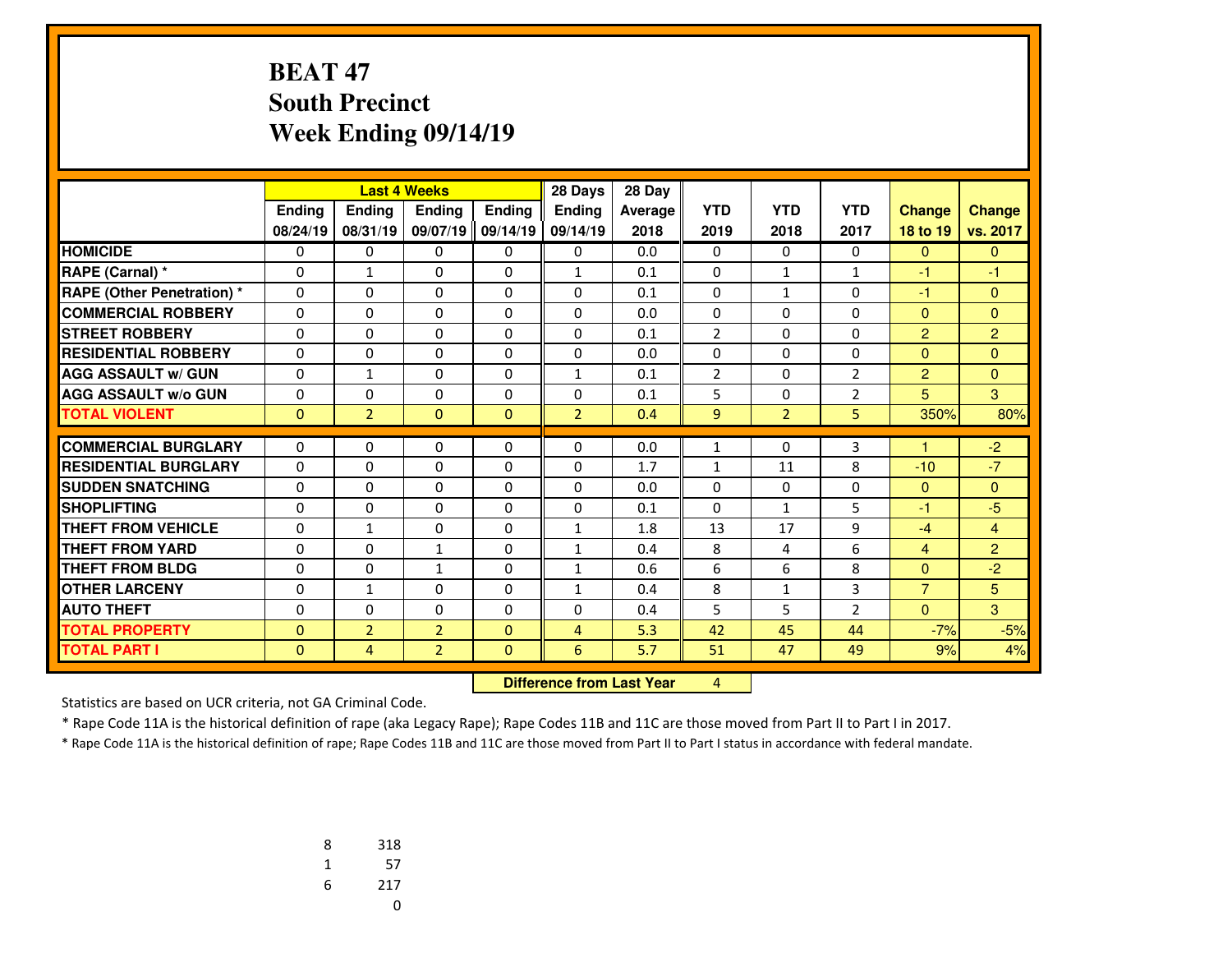# BEAT 47
## South Precinct
## Week Ending 09/14/19

| | Last 4 Weeks | | | | 28 Days | 28 Day | | | | | |
|---|---|---|---|---|---|---|---|---|---|---|---|
| | Ending 08/24/19 | Ending 08/31/19 | Ending 09/07/19 | Ending 09/14/19 | Ending 09/14/19 | Average 2018 | YTD 2019 | YTD 2018 | YTD 2017 | Change 18 to 19 | Change vs. 2017 |
| **HOMICIDE** | 0 | 0 | 0 | 0 | 0 | 0.0 | 0 | 0 | 0 | 0 | 0 |
| **RAPE (Carnal) *** | 0 | 1 | 0 | 0 | 1 | 0.1 | 0 | 1 | 1 | -1 | -1 |
| **RAPE (Other Penetration) *** | 0 | 0 | 0 | 0 | 0 | 0.1 | 0 | 1 | 0 | -1 | 0 |
| **COMMERCIAL ROBBERY** | 0 | 0 | 0 | 0 | 0 | 0.0 | 0 | 0 | 0 | 0 | 0 |
| **STREET ROBBERY** | 0 | 0 | 0 | 0 | 0 | 0.1 | 2 | 0 | 0 | 2 | 2 |
| **RESIDENTIAL ROBBERY** | 0 | 0 | 0 | 0 | 0 | 0.0 | 0 | 0 | 0 | 0 | 0 |
| **AGG ASSAULT w/ GUN** | 0 | 1 | 0 | 0 | 1 | 0.1 | 2 | 0 | 2 | 2 | 0 |
| **AGG ASSAULT w/o GUN** | 0 | 0 | 0 | 0 | 0 | 0.1 | 5 | 0 | 2 | 5 | 3 |
| **TOTAL VIOLENT** | 0 | 2 | 0 | 0 | 2 | 0.4 | 9 | 2 | 5 | 350% | 80% |
| **COMMERCIAL BURGLARY** | 0 | 0 | 0 | 0 | 0 | 0.0 | 1 | 0 | 3 | 1 | -2 |
| **RESIDENTIAL BURGLARY** | 0 | 0 | 0 | 0 | 0 | 1.7 | 1 | 11 | 8 | -10 | -7 |
| **SUDDEN SNATCHING** | 0 | 0 | 0 | 0 | 0 | 0.0 | 0 | 0 | 0 | 0 | 0 |
| **SHOPLIFTING** | 0 | 0 | 0 | 0 | 0 | 0.1 | 0 | 1 | 5 | -1 | -5 |
| **THEFT FROM VEHICLE** | 0 | 1 | 0 | 0 | 1 | 1.8 | 13 | 17 | 9 | -4 | 4 |
| **THEFT FROM YARD** | 0 | 0 | 1 | 0 | 1 | 0.4 | 8 | 4 | 6 | 4 | 2 |
| **THEFT FROM BLDG** | 0 | 0 | 1 | 0 | 1 | 0.6 | 6 | 6 | 8 | 0 | -2 |
| **OTHER LARCENY** | 0 | 1 | 0 | 0 | 1 | 0.4 | 8 | 1 | 3 | 7 | 5 |
| **AUTO THEFT** | 0 | 0 | 0 | 0 | 0 | 0.4 | 5 | 5 | 2 | 0 | 3 |
| **TOTAL PROPERTY** | 0 | 2 | 2 | 0 | 4 | 5.3 | 42 | 45 | 44 | -7% | -5% |
| **TOTAL PART I** | 0 | 4 | 2 | 0 | 6 | 5.7 | 51 | 47 | 49 | 9% | 4% |

**Difference from Last Year** 4

Statistics are based on UCR criteria, not GA Criminal Code.

* Rape Code 11A is the historical definition of rape (aka Legacy Rape); Rape Codes 11B and 11C are those moved from Part II to Part I in 2017.

* Rape Code 11A is the historical definition of rape; Rape Codes 11B and 11C are those moved from Part II to Part I status in accordance with federal mandate.

| | |
|---|---|
| 8 | 318 |
| 1 | 57 |
| 6 | 217 |
| | 0 |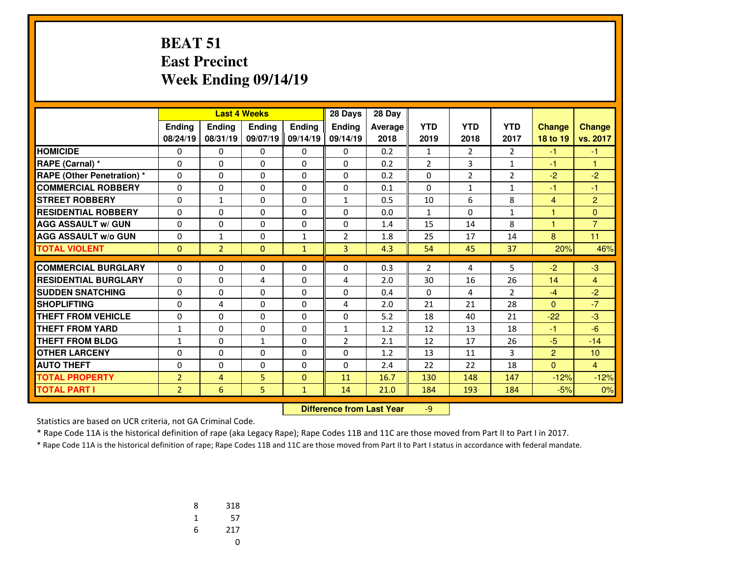# BEAT 51
# East Precinct
# Week Ending 09/14/19

| | Last 4 Weeks | | | | 28 Days | 28 Day | | | | | |
|---|---|---|---|---|---|---|---|---|---|---|---|
| | Ending 08/24/19 | Ending 08/31/19 | Ending 09/07/19 | Ending 09/14/19 | Ending 09/14/19 | Average 2018 | YTD 2019 | YTD 2018 | YTD 2017 | Change 18 to 19 | Change vs. 2017 |
| HOMICIDE | 0 | 0 | 0 | 0 | 0 | 0.2 | 1 | 2 | 2 | -1 | -1 |
| RAPE (Carnal) * | 0 | 0 | 0 | 0 | 0 | 0.2 | 2 | 3 | 1 | -1 | 1 |
| RAPE (Other Penetration) * | 0 | 0 | 0 | 0 | 0 | 0.2 | 0 | 2 | 2 | -2 | -2 |
| COMMERCIAL ROBBERY | 0 | 0 | 0 | 0 | 0 | 0.1 | 0 | 1 | 1 | -1 | -1 |
| STREET ROBBERY | 0 | 1 | 0 | 0 | 1 | 0.5 | 10 | 6 | 8 | 4 | 2 |
| RESIDENTIAL ROBBERY | 0 | 0 | 0 | 0 | 0 | 0.0 | 1 | 0 | 1 | 1 | 0 |
| AGG ASSAULT w/ GUN | 0 | 0 | 0 | 0 | 0 | 1.4 | 15 | 14 | 8 | 1 | 7 |
| AGG ASSAULT w/o GUN | 0 | 1 | 0 | 1 | 2 | 1.8 | 25 | 17 | 14 | 8 | 11 |
| TOTAL VIOLENT | 0 | 2 | 0 | 1 | 3 | 4.3 | 54 | 45 | 37 | 20% | 46% |
| COMMERCIAL BURGLARY | 0 | 0 | 0 | 0 | 0 | 0.3 | 2 | 4 | 5 | -2 | -3 |
| RESIDENTIAL BURGLARY | 0 | 0 | 4 | 0 | 4 | 2.0 | 30 | 16 | 26 | 14 | 4 |
| SUDDEN SNATCHING | 0 | 0 | 0 | 0 | 0 | 0.4 | 0 | 4 | 2 | -4 | -2 |
| SHOPLIFTING | 0 | 4 | 0 | 0 | 4 | 2.0 | 21 | 21 | 28 | 0 | -7 |
| THEFT FROM VEHICLE | 0 | 0 | 0 | 0 | 0 | 5.2 | 18 | 40 | 21 | -22 | -3 |
| THEFT FROM YARD | 1 | 0 | 0 | 0 | 1 | 1.2 | 12 | 13 | 18 | -1 | -6 |
| THEFT FROM BLDG | 1 | 0 | 1 | 0 | 2 | 2.1 | 12 | 17 | 26 | -5 | -14 |
| OTHER LARCENY | 0 | 0 | 0 | 0 | 0 | 1.2 | 13 | 11 | 3 | 2 | 10 |
| AUTO THEFT | 0 | 0 | 0 | 0 | 0 | 2.4 | 22 | 22 | 18 | 0 | 4 |
| TOTAL PROPERTY | 2 | 4 | 5 | 0 | 11 | 16.7 | 130 | 148 | 147 | -12% | -12% |
| TOTAL PART I | 2 | 6 | 5 | 1 | 14 | 21.0 | 184 | 193 | 184 | -5% | 0% |

**Difference from Last Year** -9

Statistics are based on UCR criteria, not GA Criminal Code.

* Rape Code 11A is the historical definition of rape (aka Legacy Rape); Rape Codes 11B and 11C are those moved from Part II to Part I in 2017.

* Rape Code 11A is the historical definition of rape; Rape Codes 11B and 11C are those moved from Part II to Part I status in accordance with federal mandate.

| | |
|---|---|
| 8 | 318 |
| 1 | 57 |
| 6 | 217 |
| | 0 |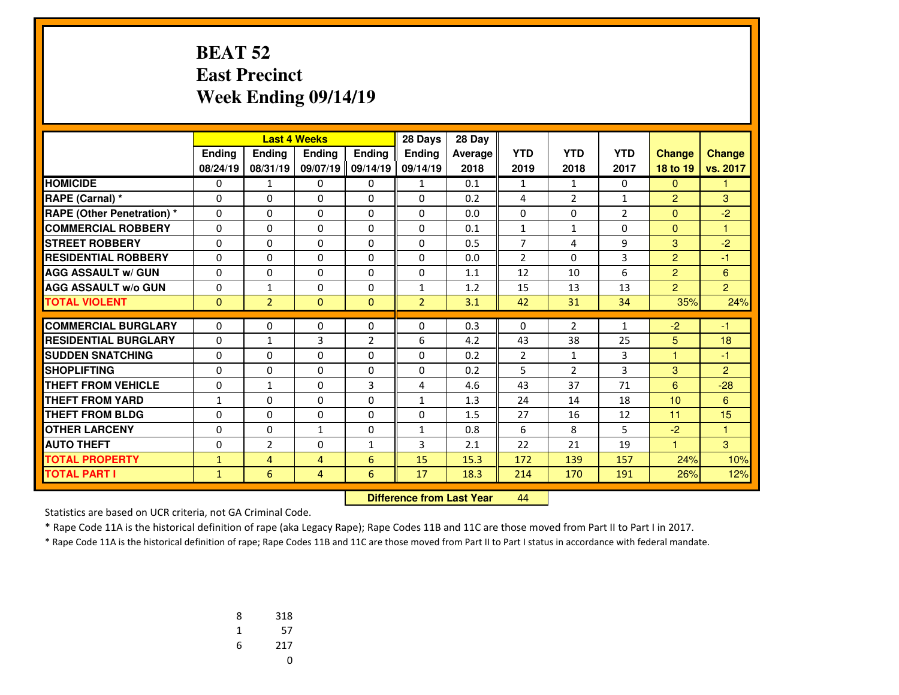# BEAT 52
## East Precinct
## Week Ending 09/14/19

| | Last 4 Weeks | | | | 28 Days | 28 Day | | | | | |
|---|---|---|---|---|---|---|---|---|---|---|---|
| | Ending 08/24/19 | Ending 08/31/19 | Ending 09/07/19 | Ending 09/14/19 | Ending 09/14/19 | Average 2018 | YTD 2019 | YTD 2018 | YTD 2017 | Change 18 to 19 | Change vs. 2017 |
| HOMICIDE | 0 | 1 | 0 | 0 | 1 | 0.1 | 1 | 1 | 0 | 0 | 1 |
| RAPE (Carnal) * | 0 | 0 | 0 | 0 | 0 | 0.2 | 4 | 2 | 1 | 2 | 3 |
| RAPE (Other Penetration) * | 0 | 0 | 0 | 0 | 0 | 0.0 | 0 | 0 | 2 | 0 | -2 |
| COMMERCIAL ROBBERY | 0 | 0 | 0 | 0 | 0 | 0.1 | 1 | 1 | 0 | 0 | 1 |
| STREET ROBBERY | 0 | 0 | 0 | 0 | 0 | 0.5 | 7 | 4 | 9 | 3 | -2 |
| RESIDENTIAL ROBBERY | 0 | 0 | 0 | 0 | 0 | 0.0 | 2 | 0 | 3 | 2 | -1 |
| AGG ASSAULT w/ GUN | 0 | 0 | 0 | 0 | 0 | 1.1 | 12 | 10 | 6 | 2 | 6 |
| AGG ASSAULT w/o GUN | 0 | 1 | 0 | 0 | 1 | 1.2 | 15 | 13 | 13 | 2 | 2 |
| TOTAL VIOLENT | 0 | 2 | 0 | 0 | 2 | 3.1 | 42 | 31 | 34 | 35% | 24% |
| COMMERCIAL BURGLARY | 0 | 0 | 0 | 0 | 0 | 0.3 | 0 | 2 | 1 | -2 | -1 |
| RESIDENTIAL BURGLARY | 0 | 1 | 3 | 2 | 6 | 4.2 | 43 | 38 | 25 | 5 | 18 |
| SUDDEN SNATCHING | 0 | 0 | 0 | 0 | 0 | 0.2 | 2 | 1 | 3 | 1 | -1 |
| SHOPLIFTING | 0 | 0 | 0 | 0 | 0 | 0.2 | 5 | 2 | 3 | 3 | 2 |
| THEFT FROM VEHICLE | 0 | 1 | 0 | 3 | 4 | 4.6 | 43 | 37 | 71 | 6 | -28 |
| THEFT FROM YARD | 1 | 0 | 0 | 0 | 1 | 1.3 | 24 | 14 | 18 | 10 | 6 |
| THEFT FROM BLDG | 0 | 0 | 0 | 0 | 0 | 1.5 | 27 | 16 | 12 | 11 | 15 |
| OTHER LARCENY | 0 | 0 | 1 | 0 | 1 | 0.8 | 6 | 8 | 5 | -2 | 1 |
| AUTO THEFT | 0 | 2 | 0 | 1 | 3 | 2.1 | 22 | 21 | 19 | 1 | 3 |
| TOTAL PROPERTY | 1 | 4 | 4 | 6 | 15 | 15.3 | 172 | 139 | 157 | 24% | 10% |
| TOTAL PART I | 1 | 6 | 4 | 6 | 17 | 18.3 | 214 | 170 | 191 | 26% | 12% |

**Difference from Last Year** 44

Statistics are based on UCR criteria, not GA Criminal Code.

* Rape Code 11A is the historical definition of rape (aka Legacy Rape); Rape Codes 11B and 11C are those moved from Part II to Part I in 2017.

* Rape Code 11A is the historical definition of rape; Rape Codes 11B and 11C are those moved from Part II to Part I status in accordance with federal mandate.

| | |
|---|---|
| 8 | 318 |
| 1 | 57 |
| 6 | 217 |
| | 0 |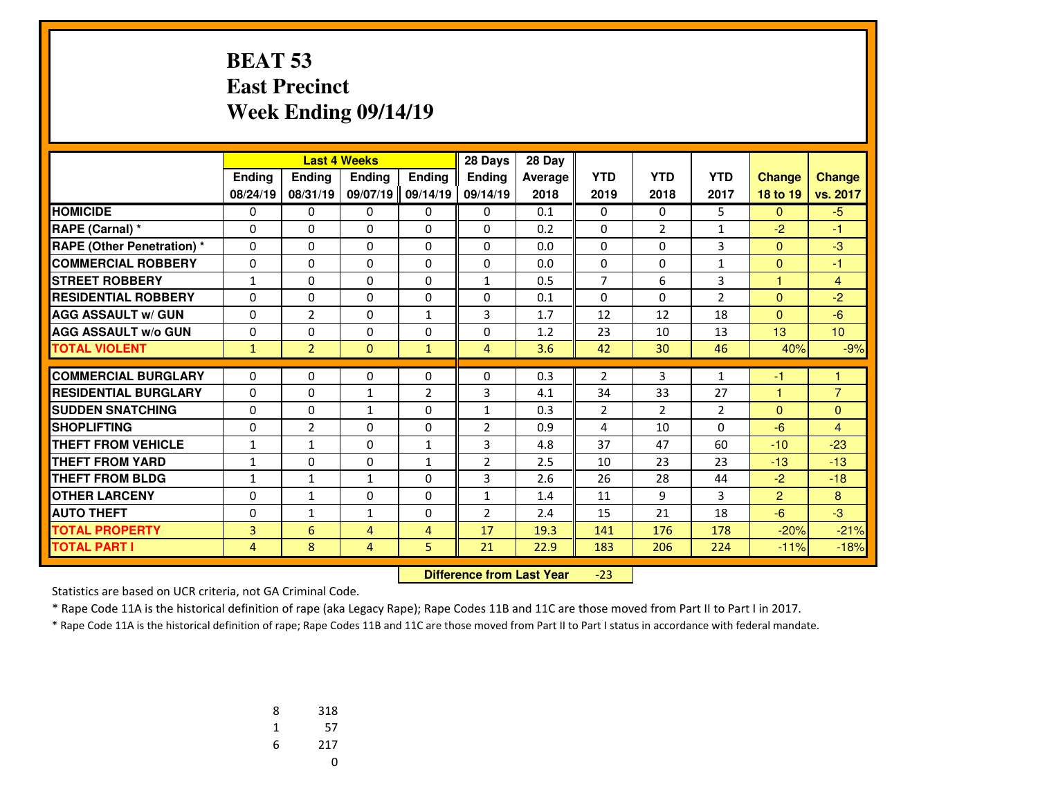# BEAT 53
## East Precinct
## Week Ending 09/14/19

| | Last 4 Weeks | | | | 28 Days | 28 Day | | | | | |
|---|---|---|---|---|---|---|---|---|---|---|---|
| | Ending 08/24/19 | Ending 08/31/19 | Ending 09/07/19 | Ending 09/14/19 | Ending 09/14/19 | Average 2018 | YTD 2019 | YTD 2018 | YTD 2017 | Change 18 to 19 | Change vs. 2017 |
| HOMICIDE | 0 | 0 | 0 | 0 | 0 | 0.1 | 0 | 0 | 5 | 0 | -5 |
| RAPE (Carnal) * | 0 | 0 | 0 | 0 | 0 | 0.2 | 0 | 2 | 1 | -2 | -1 |
| RAPE (Other Penetration) * | 0 | 0 | 0 | 0 | 0 | 0.0 | 0 | 0 | 3 | 0 | -3 |
| COMMERCIAL ROBBERY | 0 | 0 | 0 | 0 | 0 | 0.0 | 0 | 0 | 1 | 0 | -1 |
| STREET ROBBERY | 1 | 0 | 0 | 0 | 1 | 0.5 | 7 | 6 | 3 | 1 | 4 |
| RESIDENTIAL ROBBERY | 0 | 0 | 0 | 0 | 0 | 0.1 | 0 | 0 | 2 | 0 | -2 |
| AGG ASSAULT w/ GUN | 0 | 2 | 0 | 1 | 3 | 1.7 | 12 | 12 | 18 | 0 | -6 |
| AGG ASSAULT w/o GUN | 0 | 0 | 0 | 0 | 0 | 1.2 | 23 | 10 | 13 | 13 | 10 |
| TOTAL VIOLENT | 1 | 2 | 0 | 1 | 4 | 3.6 | 42 | 30 | 46 | 40% | -9% |
| COMMERCIAL BURGLARY | 0 | 0 | 0 | 0 | 0 | 0.3 | 2 | 3 | 1 | -1 | 1 |
| RESIDENTIAL BURGLARY | 0 | 0 | 1 | 2 | 3 | 4.1 | 34 | 33 | 27 | 1 | 7 |
| SUDDEN SNATCHING | 0 | 0 | 1 | 0 | 1 | 0.3 | 2 | 2 | 2 | 0 | 0 |
| SHOPLIFTING | 0 | 2 | 0 | 0 | 2 | 0.9 | 4 | 10 | 0 | -6 | 4 |
| THEFT FROM VEHICLE | 1 | 1 | 0 | 1 | 3 | 4.8 | 37 | 47 | 60 | -10 | -23 |
| THEFT FROM YARD | 1 | 0 | 0 | 1 | 2 | 2.5 | 10 | 23 | 23 | -13 | -13 |
| THEFT FROM BLDG | 1 | 1 | 1 | 0 | 3 | 2.6 | 26 | 28 | 44 | -2 | -18 |
| OTHER LARCENY | 0 | 1 | 0 | 0 | 1 | 1.4 | 11 | 9 | 3 | 2 | 8 |
| AUTO THEFT | 0 | 1 | 1 | 0 | 2 | 2.4 | 15 | 21 | 18 | -6 | -3 |
| TOTAL PROPERTY | 3 | 6 | 4 | 4 | 17 | 19.3 | 141 | 176 | 178 | -20% | -21% |
| TOTAL PART I | 4 | 8 | 4 | 5 | 21 | 22.9 | 183 | 206 | 224 | -11% | -18% |

**Difference from Last Year** -23

Statistics are based on UCR criteria, not GA Criminal Code.

* Rape Code 11A is the historical definition of rape (aka Legacy Rape); Rape Codes 11B and 11C are those moved from Part II to Part I in 2017.

* Rape Code 11A is the historical definition of rape; Rape Codes 11B and 11C are those moved from Part II to Part I status in accordance with federal mandate.

| | |
|---|---|
| 8 | 318 |
| 1 | 57 |
| 6 | 217 |
| | 0 |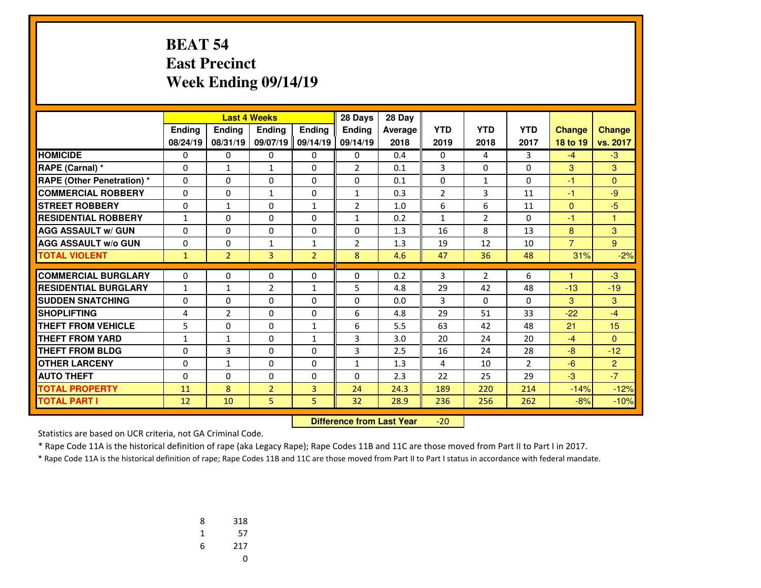# BEAT 54
# East Precinct
# Week Ending 09/14/19

| | Last 4 Weeks | | | | 28 Days | 28 Day | | | | | |
|---|---|---|---|---|---|---|---|---|---|---|---|
| | Ending 08/24/19 | Ending 08/31/19 | Ending 09/07/19 | Ending 09/14/19 | Ending 09/14/19 | Average 2018 | YTD 2019 | YTD 2018 | YTD 2017 | Change 18 to 19 | Change vs. 2017 |
| HOMICIDE | 0 | 0 | 0 | 0 | 0 | 0.4 | 0 | 4 | 3 | -4 | -3 |
| RAPE (Carnal) * | 0 | 1 | 1 | 0 | 2 | 0.1 | 3 | 0 | 0 | 3 | 3 |
| RAPE (Other Penetration) * | 0 | 0 | 0 | 0 | 0 | 0.1 | 0 | 1 | 0 | -1 | 0 |
| COMMERCIAL ROBBERY | 0 | 0 | 1 | 0 | 1 | 0.3 | 2 | 3 | 11 | -1 | -9 |
| STREET ROBBERY | 0 | 1 | 0 | 1 | 2 | 1.0 | 6 | 6 | 11 | 0 | -5 |
| RESIDENTIAL ROBBERY | 1 | 0 | 0 | 0 | 1 | 0.2 | 1 | 2 | 0 | -1 | 1 |
| AGG ASSAULT w/ GUN | 0 | 0 | 0 | 0 | 0 | 1.3 | 16 | 8 | 13 | 8 | 3 |
| AGG ASSAULT w/o GUN | 0 | 0 | 1 | 1 | 2 | 1.3 | 19 | 12 | 10 | 7 | 9 |
| TOTAL VIOLENT | 1 | 2 | 3 | 2 | 8 | 4.6 | 47 | 36 | 48 | 31% | -2% |
| COMMERCIAL BURGLARY | 0 | 0 | 0 | 0 | 0 | 0.2 | 3 | 2 | 6 | 1 | -3 |
| RESIDENTIAL BURGLARY | 1 | 1 | 2 | 1 | 5 | 4.8 | 29 | 42 | 48 | -13 | -19 |
| SUDDEN SNATCHING | 0 | 0 | 0 | 0 | 0 | 0.0 | 3 | 0 | 0 | 3 | 3 |
| SHOPLIFTING | 4 | 2 | 0 | 0 | 6 | 4.8 | 29 | 51 | 33 | -22 | -4 |
| THEFT FROM VEHICLE | 5 | 0 | 0 | 1 | 6 | 5.5 | 63 | 42 | 48 | 21 | 15 |
| THEFT FROM YARD | 1 | 1 | 0 | 1 | 3 | 3.0 | 20 | 24 | 20 | -4 | 0 |
| THEFT FROM BLDG | 0 | 3 | 0 | 0 | 3 | 2.5 | 16 | 24 | 28 | -8 | -12 |
| OTHER LARCENY | 0 | 1 | 0 | 0 | 1 | 1.3 | 4 | 10 | 2 | -6 | 2 |
| AUTO THEFT | 0 | 0 | 0 | 0 | 0 | 2.3 | 22 | 25 | 29 | -3 | -7 |
| TOTAL PROPERTY | 11 | 8 | 2 | 3 | 24 | 24.3 | 189 | 220 | 214 | -14% | -12% |
| TOTAL PART I | 12 | 10 | 5 | 5 | 32 | 28.9 | 236 | 256 | 262 | -8% | -10% |

**Difference from Last Year** -20

Statistics are based on UCR criteria, not GA Criminal Code.

* Rape Code 11A is the historical definition of rape (aka Legacy Rape); Rape Codes 11B and 11C are those moved from Part II to Part I in 2017.

* Rape Code 11A is the historical definition of rape; Rape Codes 11B and 11C are those moved from Part II to Part I status in accordance with federal mandate.

| | |
|---|---|
| 8 | 318 |
| 1 | 57 |
| 6 | 217 |
| | 0 |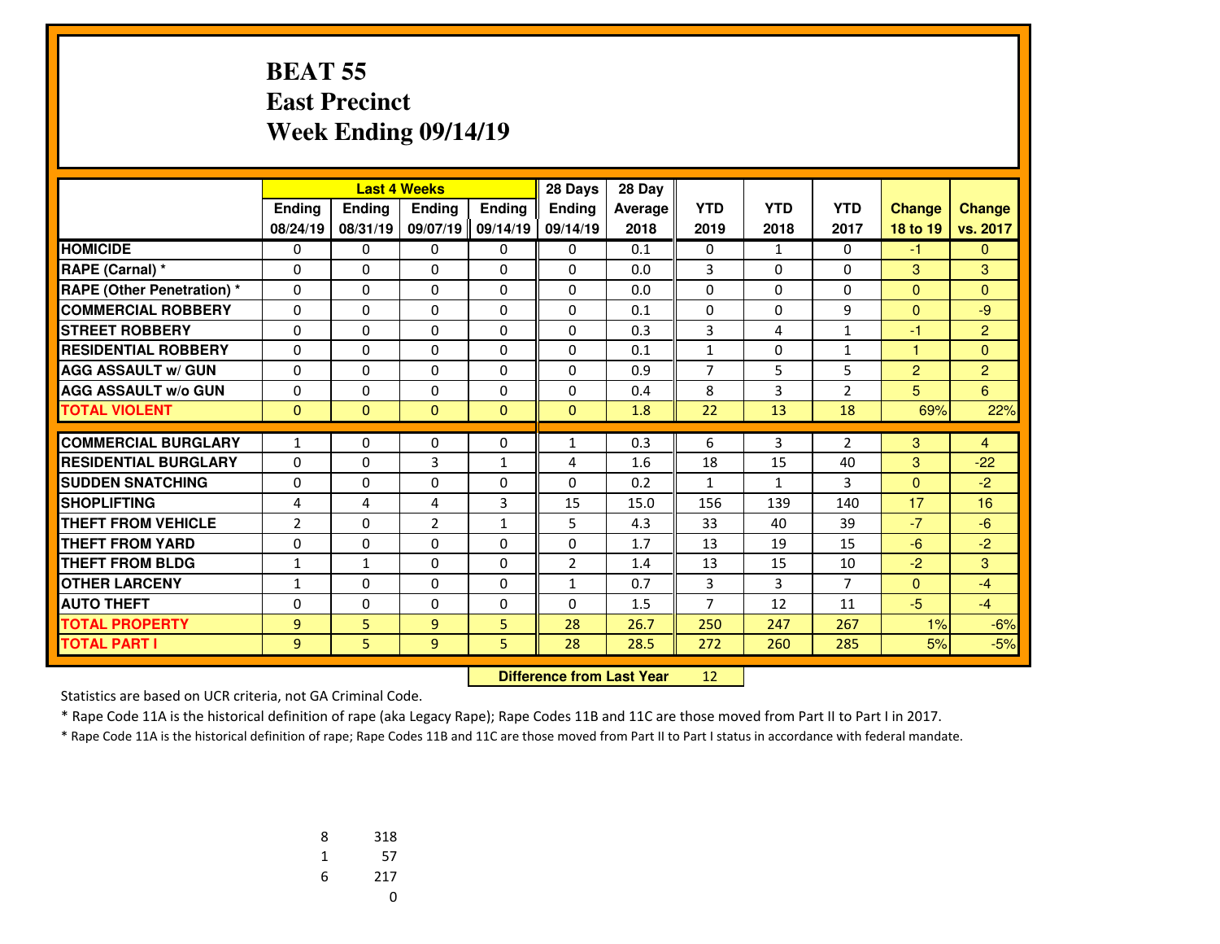# BEAT 55
## East Precinct
## Week Ending 09/14/19

| | Last 4 Weeks | | | | 28 Days | 28 Day | | | | | |
|---|---|---|---|---|---|---|---|---|---|---|---|
| | Ending 08/24/19 | Ending 08/31/19 | Ending 09/07/19 | Ending 09/14/19 | Ending 09/14/19 | Average 2018 | YTD 2019 | YTD 2018 | YTD 2017 | Change 18 to 19 | Change vs. 2017 |
| HOMICIDE | 0 | 0 | 0 | 0 | 0 | 0.1 | 0 | 1 | 0 | -1 | 0 |
| RAPE (Carnal) * | 0 | 0 | 0 | 0 | 0 | 0.0 | 3 | 0 | 0 | 3 | 3 |
| RAPE (Other Penetration) * | 0 | 0 | 0 | 0 | 0 | 0.0 | 0 | 0 | 0 | 0 | 0 |
| COMMERCIAL ROBBERY | 0 | 0 | 0 | 0 | 0 | 0.1 | 0 | 0 | 9 | 0 | -9 |
| STREET ROBBERY | 0 | 0 | 0 | 0 | 0 | 0.3 | 3 | 4 | 1 | -1 | 2 |
| RESIDENTIAL ROBBERY | 0 | 0 | 0 | 0 | 0 | 0.1 | 1 | 0 | 1 | 1 | 0 |
| AGG ASSAULT w/ GUN | 0 | 0 | 0 | 0 | 0 | 0.9 | 7 | 5 | 5 | 2 | 2 |
| AGG ASSAULT w/o GUN | 0 | 0 | 0 | 0 | 0 | 0.4 | 8 | 3 | 2 | 5 | 6 |
| TOTAL VIOLENT | 0 | 0 | 0 | 0 | 0 | 1.8 | 22 | 13 | 18 | 69% | 22% |
| COMMERCIAL BURGLARY | 1 | 0 | 0 | 0 | 1 | 0.3 | 6 | 3 | 2 | 3 | 4 |
| RESIDENTIAL BURGLARY | 0 | 0 | 3 | 1 | 4 | 1.6 | 18 | 15 | 40 | 3 | -22 |
| SUDDEN SNATCHING | 0 | 0 | 0 | 0 | 0 | 0.2 | 1 | 1 | 3 | 0 | -2 |
| SHOPLIFTING | 4 | 4 | 4 | 3 | 15 | 15.0 | 156 | 139 | 140 | 17 | 16 |
| THEFT FROM VEHICLE | 2 | 0 | 2 | 1 | 5 | 4.3 | 33 | 40 | 39 | -7 | -6 |
| THEFT FROM YARD | 0 | 0 | 0 | 0 | 0 | 1.7 | 13 | 19 | 15 | -6 | -2 |
| THEFT FROM BLDG | 1 | 1 | 0 | 0 | 2 | 1.4 | 13 | 15 | 10 | -2 | 3 |
| OTHER LARCENY | 1 | 0 | 0 | 0 | 1 | 0.7 | 3 | 3 | 7 | 0 | -4 |
| AUTO THEFT | 0 | 0 | 0 | 0 | 0 | 1.5 | 7 | 12 | 11 | -5 | -4 |
| TOTAL PROPERTY | 9 | 5 | 9 | 5 | 28 | 26.7 | 250 | 247 | 267 | 1% | -6% |
| TOTAL PART I | 9 | 5 | 9 | 5 | 28 | 28.5 | 272 | 260 | 285 | 5% | -5% |

**Difference from Last Year** 12

Statistics are based on UCR criteria, not GA Criminal Code.

* Rape Code 11A is the historical definition of rape (aka Legacy Rape); Rape Codes 11B and 11C are those moved from Part II to Part I in 2017.

* Rape Code 11A is the historical definition of rape; Rape Codes 11B and 11C are those moved from Part II to Part I status in accordance with federal mandate.

| | |
|---|---|
| 8 | 318 |
| 1 | 57 |
| 6 | 217 |
| | 0 |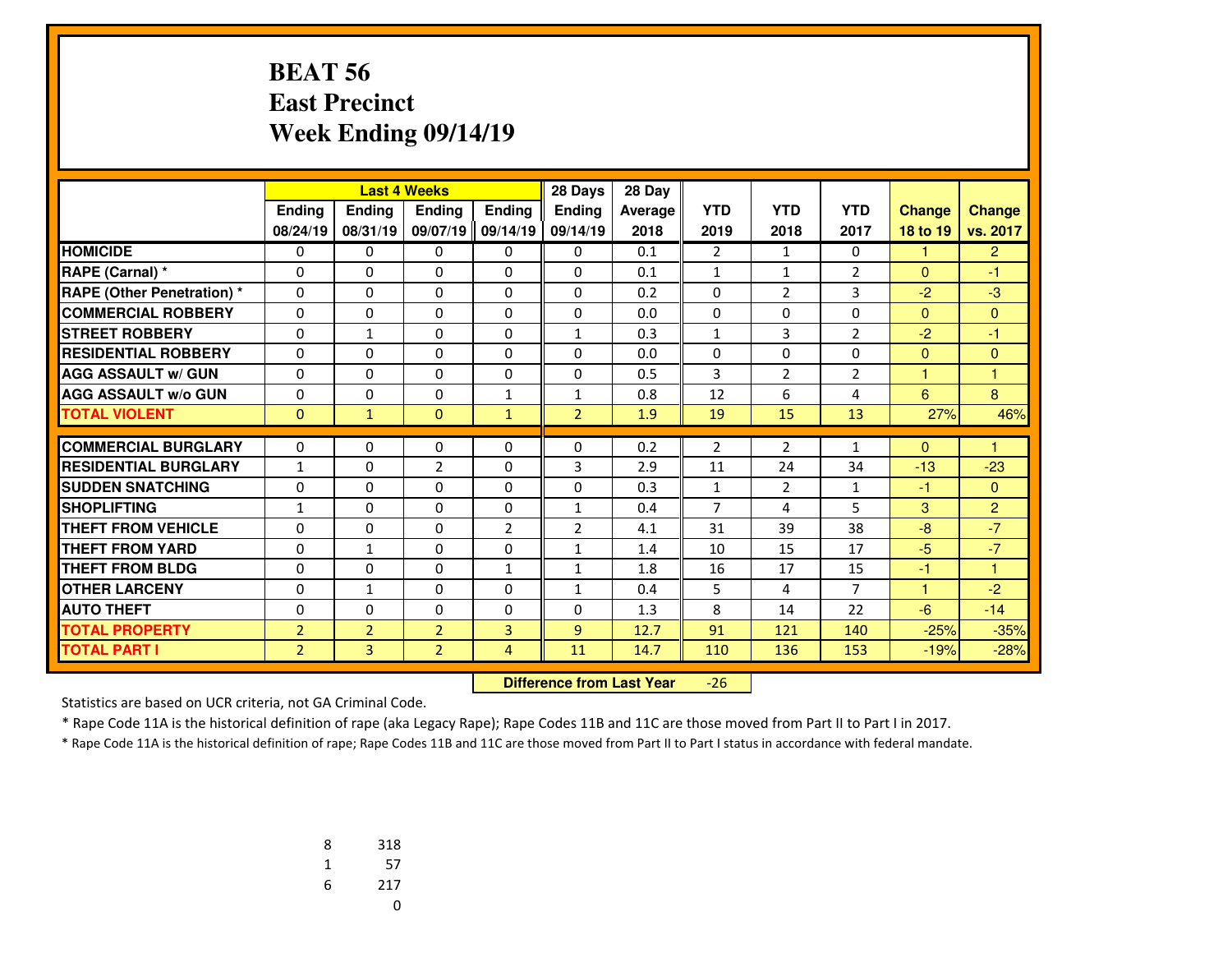# BEAT 56
# East Precinct
# Week Ending 09/14/19

| | Last 4 Weeks | | | | 28 Days | 28 Day | | | | | |
|---|---|---|---|---|---|---|---|---|---|---|---|
| | Ending 08/24/19 | Ending 08/31/19 | Ending 09/07/19 | Ending 09/14/19 | Ending 09/14/19 | Average 2018 | YTD 2019 | YTD 2018 | YTD 2017 | Change 18 to 19 | Change vs. 2017 |
| HOMICIDE | 0 | 0 | 0 | 0 | 0 | 0.1 | 2 | 1 | 0 | 1 | 2 |
| RAPE (Carnal) * | 0 | 0 | 0 | 0 | 0 | 0.1 | 1 | 1 | 2 | 0 | -1 |
| RAPE (Other Penetration) * | 0 | 0 | 0 | 0 | 0 | 0.2 | 0 | 2 | 3 | -2 | -3 |
| COMMERCIAL ROBBERY | 0 | 0 | 0 | 0 | 0 | 0.0 | 0 | 0 | 0 | 0 | 0 |
| STREET ROBBERY | 0 | 1 | 0 | 0 | 1 | 0.3 | 1 | 3 | 2 | -2 | -1 |
| RESIDENTIAL ROBBERY | 0 | 0 | 0 | 0 | 0 | 0.0 | 0 | 0 | 0 | 0 | 0 |
| AGG ASSAULT w/ GUN | 0 | 0 | 0 | 0 | 0 | 0.5 | 3 | 2 | 2 | 1 | 1 |
| AGG ASSAULT w/o GUN | 0 | 0 | 0 | 1 | 1 | 0.8 | 12 | 6 | 4 | 6 | 8 |
| TOTAL VIOLENT | 0 | 1 | 0 | 1 | 2 | 1.9 | 19 | 15 | 13 | 27% | 46% |
| COMMERCIAL BURGLARY | 0 | 0 | 0 | 0 | 0 | 0.2 | 2 | 2 | 1 | 0 | 1 |
| RESIDENTIAL BURGLARY | 1 | 0 | 2 | 0 | 3 | 2.9 | 11 | 24 | 34 | -13 | -23 |
| SUDDEN SNATCHING | 0 | 0 | 0 | 0 | 0 | 0.3 | 1 | 2 | 1 | -1 | 0 |
| SHOPLIFTING | 1 | 0 | 0 | 0 | 1 | 0.4 | 7 | 4 | 5 | 3 | 2 |
| THEFT FROM VEHICLE | 0 | 0 | 0 | 2 | 2 | 4.1 | 31 | 39 | 38 | -8 | -7 |
| THEFT FROM YARD | 0 | 1 | 0 | 0 | 1 | 1.4 | 10 | 15 | 17 | -5 | -7 |
| THEFT FROM BLDG | 0 | 0 | 0 | 1 | 1 | 1.8 | 16 | 17 | 15 | -1 | 1 |
| OTHER LARCENY | 0 | 1 | 0 | 0 | 1 | 0.4 | 5 | 4 | 7 | 1 | -2 |
| AUTO THEFT | 0 | 0 | 0 | 0 | 0 | 1.3 | 8 | 14 | 22 | -6 | -14 |
| TOTAL PROPERTY | 2 | 2 | 2 | 3 | 9 | 12.7 | 91 | 121 | 140 | -25% | -35% |
| TOTAL PART I | 2 | 3 | 2 | 4 | 11 | 14.7 | 110 | 136 | 153 | -19% | -28% |

**Difference from Last Year** -26

Statistics are based on UCR criteria, not GA Criminal Code.

* Rape Code 11A is the historical definition of rape (aka Legacy Rape); Rape Codes 11B and 11C are those moved from Part II to Part I in 2017.

* Rape Code 11A is the historical definition of rape; Rape Codes 11B and 11C are those moved from Part II to Part I status in accordance with federal mandate.

| | |
|---|---|
| 8 | 318 |
| 1 | 57 |
| 6 | 217 |
| | 0 |